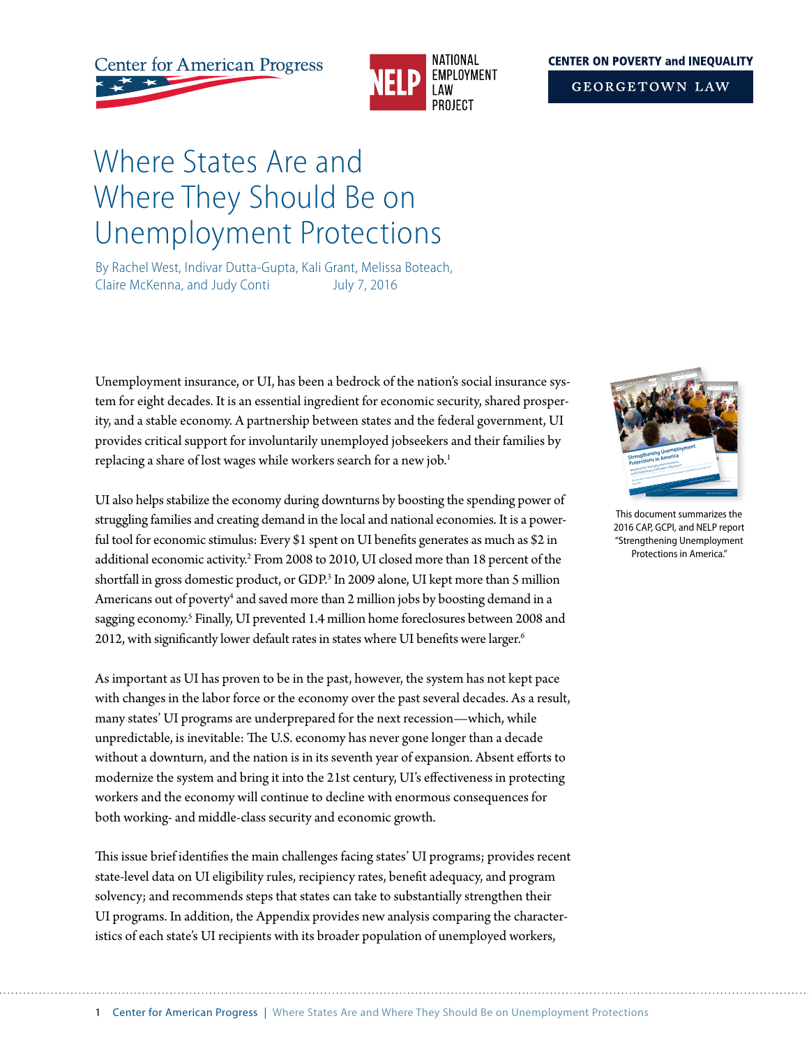Center for American Progress | NELP NATIONAL EMPLOYMENT LAW PROJECT | CENTER ON POVERTY and INEQUALITY GEORGETOWN LAW

# Where States Are and Where They Should Be on Unemployment Protections

By Rachel West, Indivar Dutta-Gupta, Kali Grant, Melissa Boteach, Claire McKenna, and Judy Conti July 7, 2016

Unemployment insurance, or UI, has been a bedrock of the nation's social insurance system for eight decades. It is an essential ingredient for economic security, shared prosperity, and a stable economy. A partnership between states and the federal government, UI provides critical support for involuntarily unemployed jobseekers and their families by replacing a share of lost wages while workers search for a new job.[1]

UI also helps stabilize the economy during downturns by boosting the spending power of struggling families and creating demand in the local and national economies. It is a powerful tool for economic stimulus: Every $1 spent on UI benefits generates as much as $2 in additional economic activity.[2] From 2008 to 2010, UI closed more than 18 percent of the shortfall in gross domestic product, or GDP.[3] In 2009 alone, UI kept more than 5 million Americans out of poverty[4] and saved more than 2 million jobs by boosting demand in a sagging economy.[5] Finally, UI prevented 1.4 million home foreclosures between 2008 and 2012, with significantly lower default rates in states where UI benefits were larger.[6]

As important as UI has proven to be in the past, however, the system has not kept pace with changes in the labor force or the economy over the past several decades. As a result, many states' UI programs are underprepared for the next recession—which, while unpredictable, is inevitable: The U.S. economy has never gone longer than a decade without a downturn, and the nation is in its seventh year of expansion. Absent efforts to modernize the system and bring it into the 21st century, UI's effectiveness in protecting workers and the economy will continue to decline with enormous consequences for both working- and middle-class security and economic growth.

This issue brief identifies the main challenges facing states' UI programs; provides recent state-level data on UI eligibility rules, recipiency rates, benefit adequacy, and program solvency; and recommends steps that states can take to substantially strengthen their UI programs. In addition, the Appendix provides new analysis comparing the characteristics of each state's UI recipients with its broader population of unemployed workers,

This document summarizes the 2016 CAP, GCPI, and NELP report "Strengthening Unemployment Protections in America."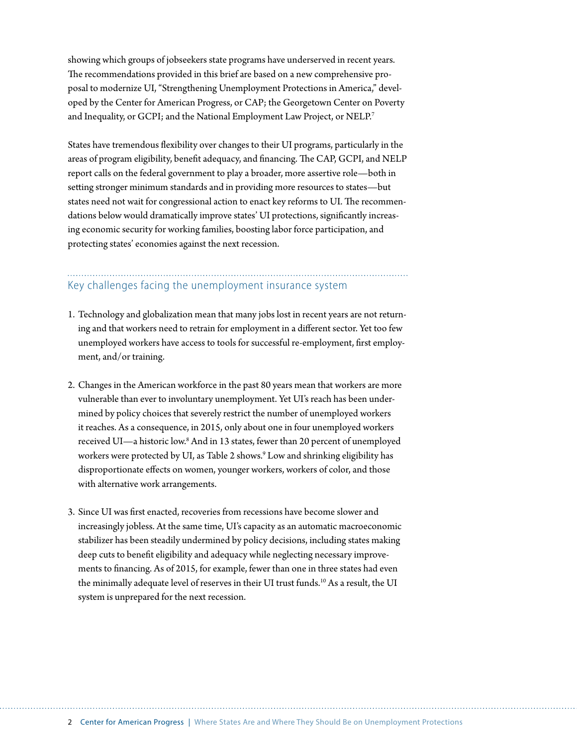showing which groups of jobseekers state programs have underserved in recent years. The recommendations provided in this brief are based on a new comprehensive proposal to modernize UI, "Strengthening Unemployment Protections in America," developed by the Center for American Progress, or CAP; the Georgetown Center on Poverty and Inequality, or GCPI; and the National Employment Law Project, or NELP.[7]

States have tremendous flexibility over changes to their UI programs, particularly in the areas of program eligibility, benefit adequacy, and financing. The CAP, GCPI, and NELP report calls on the federal government to play a broader, more assertive role—both in setting stronger minimum standards and in providing more resources to states—but states need not wait for congressional action to enact key reforms to UI. The recommendations below would dramatically improve states' UI protections, significantly increasing economic security for working families, boosting labor force participation, and protecting states' economies against the next recession.

## Key challenges facing the unemployment insurance system

1. Technology and globalization mean that many jobs lost in recent years are not returning and that workers need to retrain for employment in a different sector. Yet too few unemployed workers have access to tools for successful re-employment, first employment, and/or training.

2. Changes in the American workforce in the past 80 years mean that workers are more vulnerable than ever to involuntary unemployment. Yet UI's reach has been undermined by policy choices that severely restrict the number of unemployed workers it reaches. As a consequence, in 2015, only about one in four unemployed workers received UI—a historic low.[8] And in 13 states, fewer than 20 percent of unemployed workers were protected by UI, as Table 2 shows.[9] Low and shrinking eligibility has disproportionate effects on women, younger workers, workers of color, and those with alternative work arrangements.

3. Since UI was first enacted, recoveries from recessions have become slower and increasingly jobless. At the same time, UI's capacity as an automatic macroeconomic stabilizer has been steadily undermined by policy decisions, including states making deep cuts to benefit eligibility and adequacy while neglecting necessary improvements to financing. As of 2015, for example, fewer than one in three states had even the minimally adequate level of reserves in their UI trust funds.[10] As a result, the UI system is unprepared for the next recession.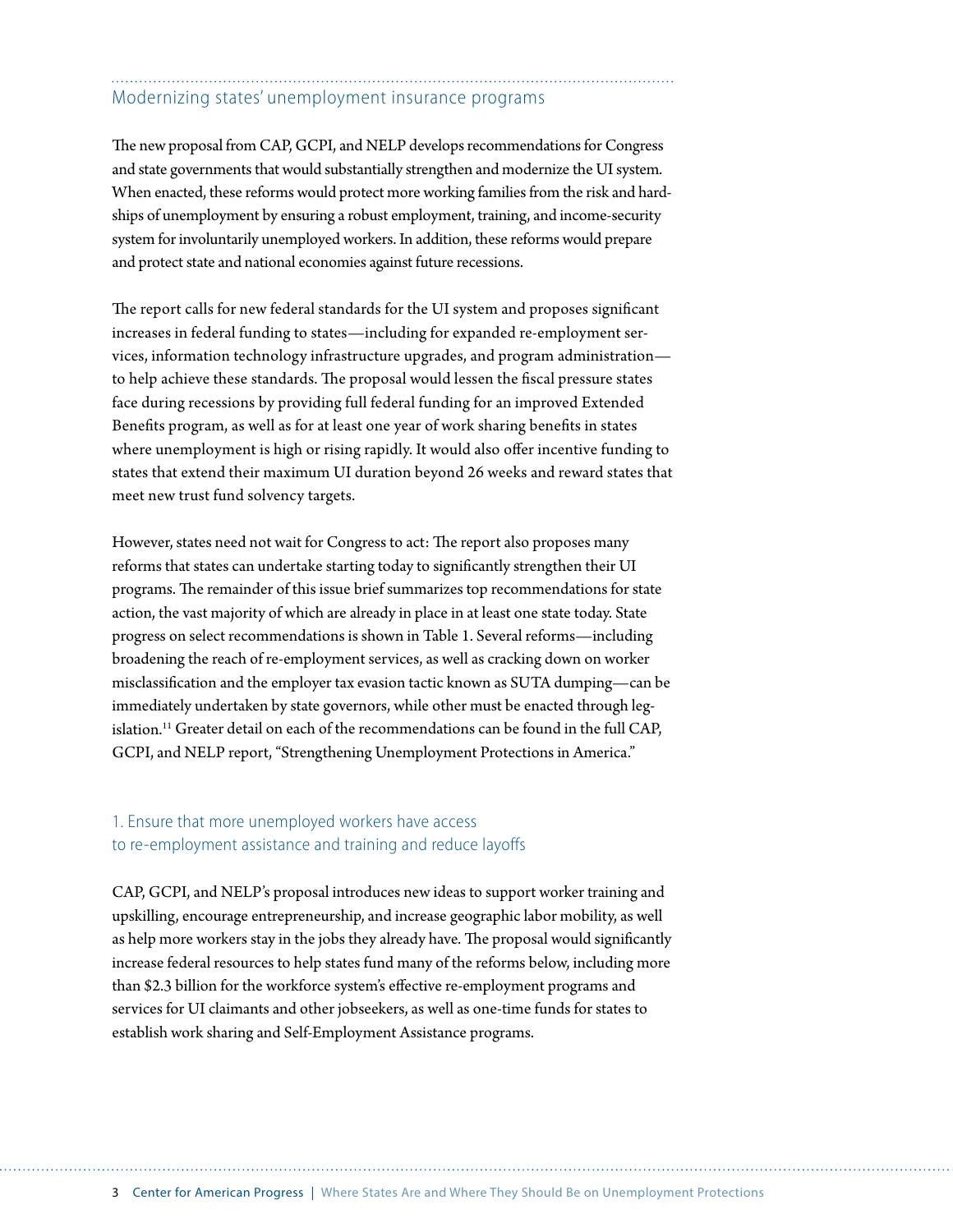## Modernizing states' unemployment insurance programs

The new proposal from CAP, GCPI, and NELP develops recommendations for Congress and state governments that would substantially strengthen and modernize the UI system. When enacted, these reforms would protect more working families from the risk and hardships of unemployment by ensuring a robust employment, training, and income-security system for involuntarily unemployed workers. In addition, these reforms would prepare and protect state and national economies against future recessions.

The report calls for new federal standards for the UI system and proposes significant increases in federal funding to states—including for expanded re-employment services, information technology infrastructure upgrades, and program administration—to help achieve these standards. The proposal would lessen the fiscal pressure states face during recessions by providing full federal funding for an improved Extended Benefits program, as well as for at least one year of work sharing benefits in states where unemployment is high or rising rapidly. It would also offer incentive funding to states that extend their maximum UI duration beyond 26 weeks and reward states that meet new trust fund solvency targets.

However, states need not wait for Congress to act: The report also proposes many reforms that states can undertake starting today to significantly strengthen their UI programs. The remainder of this issue brief summarizes top recommendations for state action, the vast majority of which are already in place in at least one state today. State progress on select recommendations is shown in Table 1. Several reforms—including broadening the reach of re-employment services, as well as cracking down on worker misclassification and the employer tax evasion tactic known as SUTA dumping—can be immediately undertaken by state governors, while other must be enacted through legislation.[11] Greater detail on each of the recommendations can be found in the full CAP, GCPI, and NELP report, "Strengthening Unemployment Protections in America."

### 1. Ensure that more unemployed workers have access to re-employment assistance and training and reduce layoffs

CAP, GCPI, and NELP's proposal introduces new ideas to support worker training and upskilling, encourage entrepreneurship, and increase geographic labor mobility, as well as help more workers stay in the jobs they already have. The proposal would significantly increase federal resources to help states fund many of the reforms below, including more than $2.3 billion for the workforce system's effective re-employment programs and services for UI claimants and other jobseekers, as well as one-time funds for states to establish work sharing and Self-Employment Assistance programs.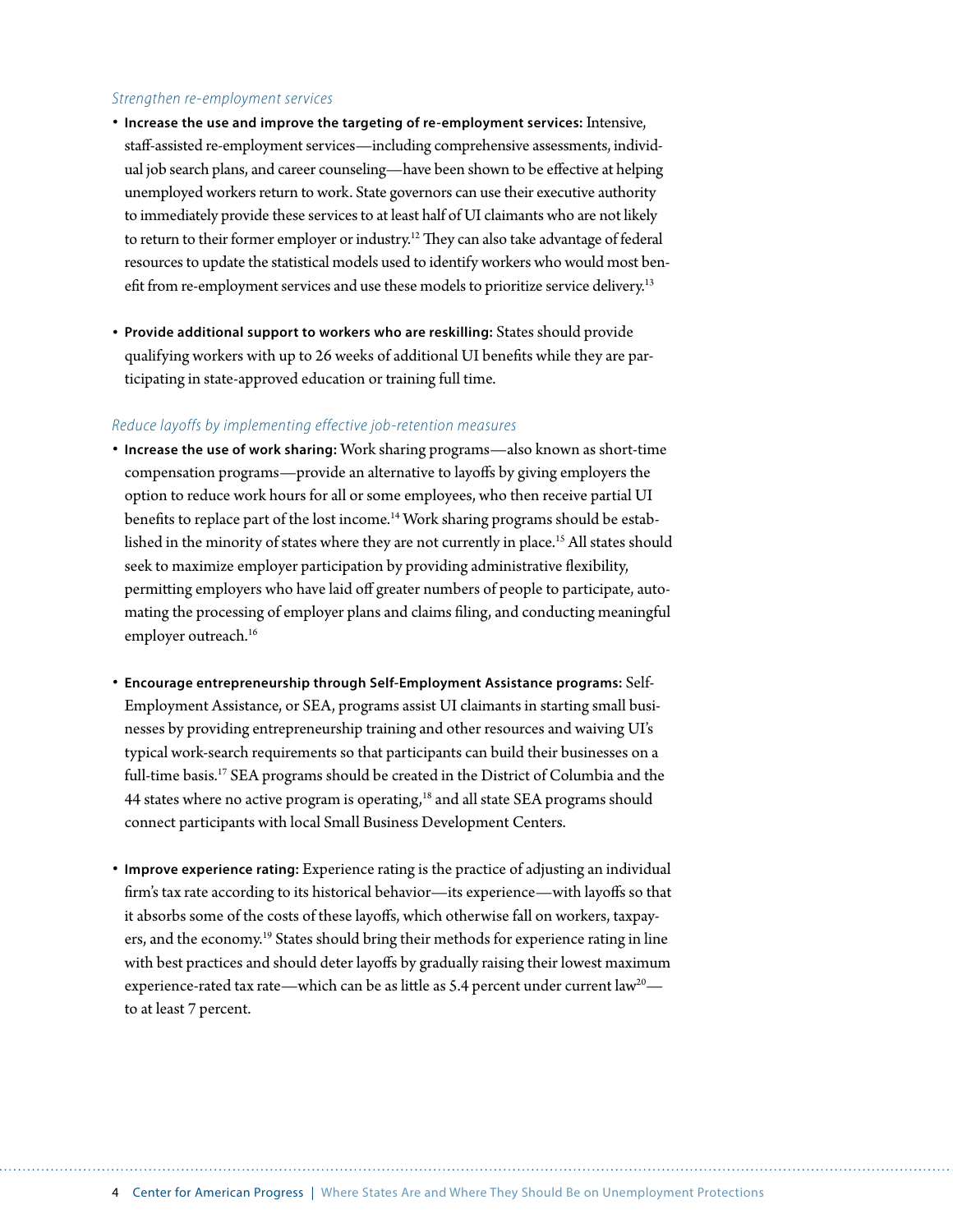*Strengthen re-employment services*

- **Increase the use and improve the targeting of re-employment services:** Intensive, staff-assisted re-employment services—including comprehensive assessments, individual job search plans, and career counseling—have been shown to be effective at helping unemployed workers return to work. State governors can use their executive authority to immediately provide these services to at least half of UI claimants who are not likely to return to their former employer or industry.[12] They can also take advantage of federal resources to update the statistical models used to identify workers who would most benefit from re-employment services and use these models to prioritize service delivery.[13]

- **Provide additional support to workers who are reskilling:** States should provide qualifying workers with up to 26 weeks of additional UI benefits while they are participating in state-approved education or training full time.

*Reduce layoffs by implementing effective job-retention measures*

- **Increase the use of work sharing:** Work sharing programs—also known as short-time compensation programs—provide an alternative to layoffs by giving employers the option to reduce work hours for all or some employees, who then receive partial UI benefits to replace part of the lost income.[14] Work sharing programs should be established in the minority of states where they are not currently in place.[15] All states should seek to maximize employer participation by providing administrative flexibility, permitting employers who have laid off greater numbers of people to participate, automating the processing of employer plans and claims filing, and conducting meaningful employer outreach.[16]

- **Encourage entrepreneurship through Self-Employment Assistance programs:** Self-Employment Assistance, or SEA, programs assist UI claimants in starting small businesses by providing entrepreneurship training and other resources and waiving UI's typical work-search requirements so that participants can build their businesses on a full-time basis.[17] SEA programs should be created in the District of Columbia and the 44 states where no active program is operating,[18] and all state SEA programs should connect participants with local Small Business Development Centers.

- **Improve experience rating:** Experience rating is the practice of adjusting an individual firm's tax rate according to its historical behavior—its experience—with layoffs so that it absorbs some of the costs of these layoffs, which otherwise fall on workers, taxpayers, and the economy.[19] States should bring their methods for experience rating in line with best practices and should deter layoffs by gradually raising their lowest maximum experience-rated tax rate—which can be as little as 5.4 percent under current law[20]—to at least 7 percent.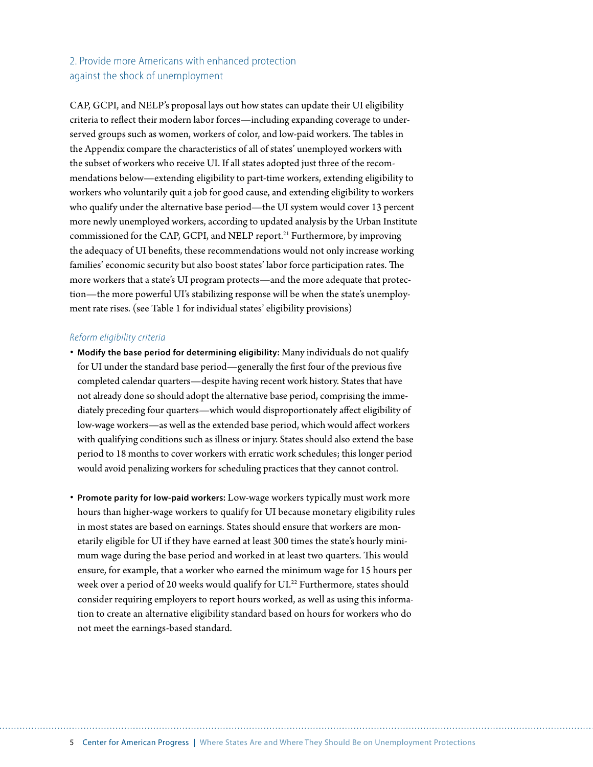## 2. Provide more Americans with enhanced protection against the shock of unemployment

CAP, GCPI, and NELP's proposal lays out how states can update their UI eligibility criteria to reflect their modern labor forces—including expanding coverage to underserved groups such as women, workers of color, and low-paid workers. The tables in the Appendix compare the characteristics of all of states' unemployed workers with the subset of workers who receive UI. If all states adopted just three of the recommendations below—extending eligibility to part-time workers, extending eligibility to workers who voluntarily quit a job for good cause, and extending eligibility to workers who qualify under the alternative base period—the UI system would cover 13 percent more newly unemployed workers, according to updated analysis by the Urban Institute commissioned for the CAP, GCPI, and NELP report.[21] Furthermore, by improving the adequacy of UI benefits, these recommendations would not only increase working families' economic security but also boost states' labor force participation rates. The more workers that a state's UI program protects—and the more adequate that protection—the more powerful UI's stabilizing response will be when the state's unemployment rate rises. (see Table 1 for individual states' eligibility provisions)

### *Reform eligibility criteria*

- **Modify the base period for determining eligibility:** Many individuals do not qualify for UI under the standard base period—generally the first four of the previous five completed calendar quarters—despite having recent work history. States that have not already done so should adopt the alternative base period, comprising the immediately preceding four quarters—which would disproportionately affect eligibility of low-wage workers—as well as the extended base period, which would affect workers with qualifying conditions such as illness or injury. States should also extend the base period to 18 months to cover workers with erratic work schedules; this longer period would avoid penalizing workers for scheduling practices that they cannot control.

- **Promote parity for low-paid workers:** Low-wage workers typically must work more hours than higher-wage workers to qualify for UI because monetary eligibility rules in most states are based on earnings. States should ensure that workers are monetarily eligible for UI if they have earned at least 300 times the state's hourly minimum wage during the base period and worked in at least two quarters. This would ensure, for example, that a worker who earned the minimum wage for 15 hours per week over a period of 20 weeks would qualify for UI.[22] Furthermore, states should consider requiring employers to report hours worked, as well as using this information to create an alternative eligibility standard based on hours for workers who do not meet the earnings-based standard.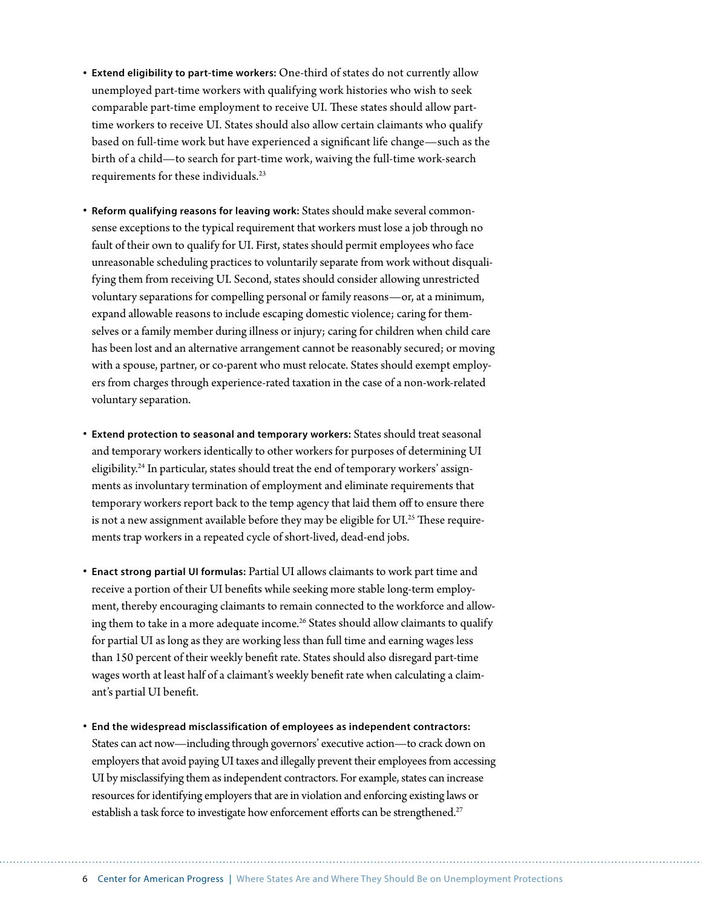- **Extend eligibility to part-time workers:** One-third of states do not currently allow unemployed part-time workers with qualifying work histories who wish to seek comparable part-time employment to receive UI. These states should allow part-time workers to receive UI. States should also allow certain claimants who qualify based on full-time work but have experienced a significant life change—such as the birth of a child—to search for part-time work, waiving the full-time work-search requirements for these individuals.[23]

- **Reform qualifying reasons for leaving work:** States should make several commonsense exceptions to the typical requirement that workers must lose a job through no fault of their own to qualify for UI. First, states should permit employees who face unreasonable scheduling practices to voluntarily separate from work without disqualifying them from receiving UI. Second, states should consider allowing unrestricted voluntary separations for compelling personal or family reasons—or, at a minimum, expand allowable reasons to include escaping domestic violence; caring for themselves or a family member during illness or injury; caring for children when child care has been lost and an alternative arrangement cannot be reasonably secured; or moving with a spouse, partner, or co-parent who must relocate. States should exempt employers from charges through experience-rated taxation in the case of a non-work-related voluntary separation.

- **Extend protection to seasonal and temporary workers:** States should treat seasonal and temporary workers identically to other workers for purposes of determining UI eligibility.[24] In particular, states should treat the end of temporary workers' assignments as involuntary termination of employment and eliminate requirements that temporary workers report back to the temp agency that laid them off to ensure there is not a new assignment available before they may be eligible for UI.[25] These requirements trap workers in a repeated cycle of short-lived, dead-end jobs.

- **Enact strong partial UI formulas:** Partial UI allows claimants to work part time and receive a portion of their UI benefits while seeking more stable long-term employment, thereby encouraging claimants to remain connected to the workforce and allowing them to take in a more adequate income.[26] States should allow claimants to qualify for partial UI as long as they are working less than full time and earning wages less than 150 percent of their weekly benefit rate. States should also disregard part-time wages worth at least half of a claimant's weekly benefit rate when calculating a claimant's partial UI benefit.

- **End the widespread misclassification of employees as independent contractors:** States can act now—including through governors' executive action—to crack down on employers that avoid paying UI taxes and illegally prevent their employees from accessing UI by misclassifying them as independent contractors. For example, states can increase resources for identifying employers that are in violation and enforcing existing laws or establish a task force to investigate how enforcement efforts can be strengthened.[27]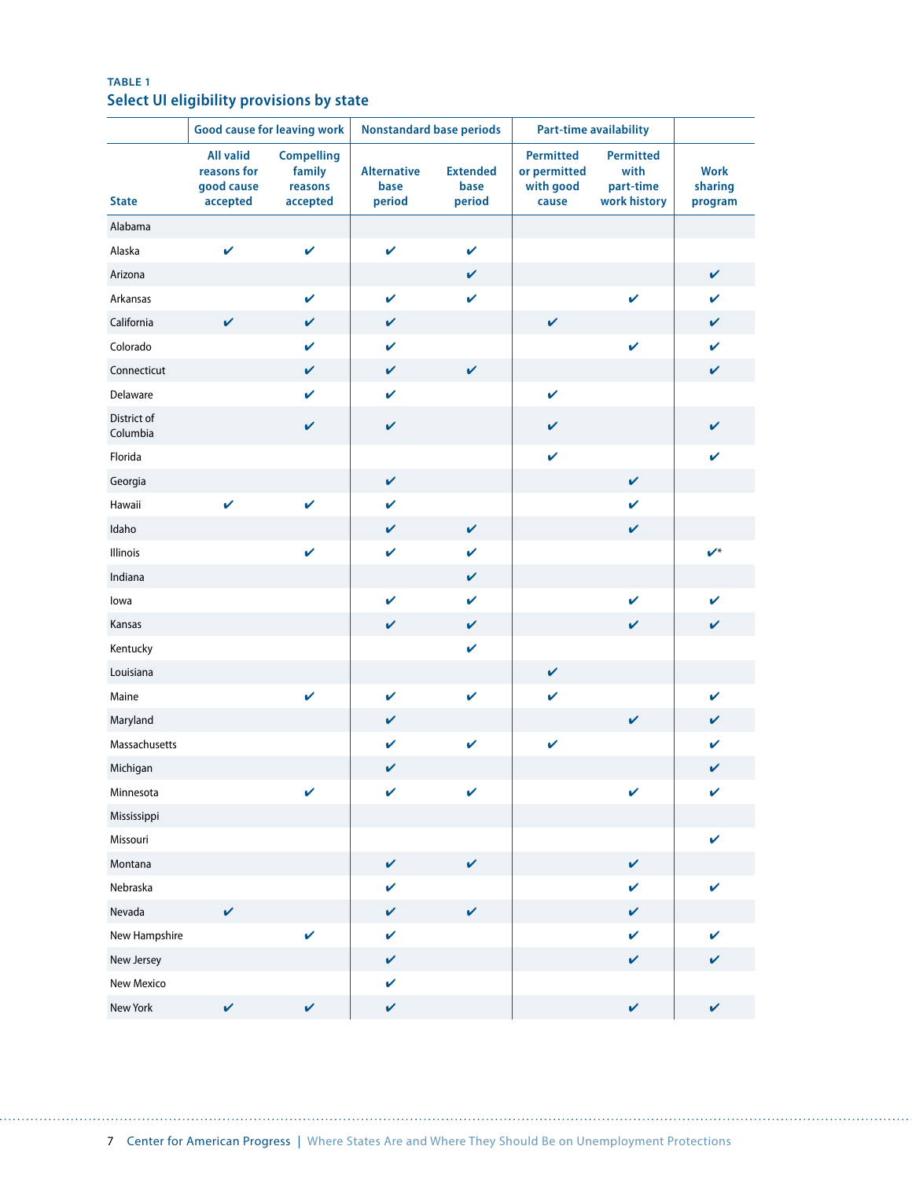**TABLE 1**

**Select UI eligibility provisions by state**

| | Good cause for leaving work | | Nonstandard base periods | | Part-time availability | | |
|---|---|---|---|---|---|---|---|
| State | All valid reasons for good cause accepted | Compelling family reasons accepted | Alternative base period | Extended base period | Permitted or permitted with good cause | Permitted with part-time work history | Work sharing program |
| Alabama | | | | | | | |
| Alaska | ✔ | ✔ | ✔ | ✔ | | | |
| Arizona | | | | ✔ | | | ✔ |
| Arkansas | | ✔ | ✔ | ✔ | | ✔ | ✔ |
| California | ✔ | ✔ | ✔ | | ✔ | | ✔ |
| Colorado | | ✔ | ✔ | | | ✔ | ✔ |
| Connecticut | | ✔ | ✔ | ✔ | | | ✔ |
| Delaware | | ✔ | ✔ | | ✔ | | |
| District of Columbia | | ✔ | ✔ | | ✔ | | ✔ |
| Florida | | | | | ✔ | | ✔ |
| Georgia | | | ✔ | | | ✔ | |
| Hawaii | ✔ | ✔ | ✔ | | | ✔ | |
| Idaho | | | ✔ | ✔ | | ✔ | |
| Illinois | | ✔ | ✔ | ✔ | | | ✔* |
| Indiana | | | | ✔ | | | |
| Iowa | | | ✔ | ✔ | | ✔ | ✔ |
| Kansas | | | ✔ | ✔ | | ✔ | ✔ |
| Kentucky | | | | ✔ | | | |
| Louisiana | | | | | ✔ | | |
| Maine | | ✔ | ✔ | ✔ | ✔ | | ✔ |
| Maryland | | | ✔ | | | ✔ | ✔ |
| Massachusetts | | | ✔ | ✔ | ✔ | | ✔ |
| Michigan | | | ✔ | | | | ✔ |
| Minnesota | | ✔ | ✔ | ✔ | | ✔ | ✔ |
| Mississippi | | | | | | | |
| Missouri | | | | | | | ✔ |
| Montana | | | ✔ | ✔ | | ✔ | |
| Nebraska | | | ✔ | | | ✔ | ✔ |
| Nevada | ✔ | | ✔ | ✔ | | ✔ | |
| New Hampshire | | ✔ | ✔ | | | ✔ | ✔ |
| New Jersey | | | ✔ | | | ✔ | ✔ |
| New Mexico | | | ✔ | | | | |
| New York | ✔ | ✔ | ✔ | | | ✔ | ✔ |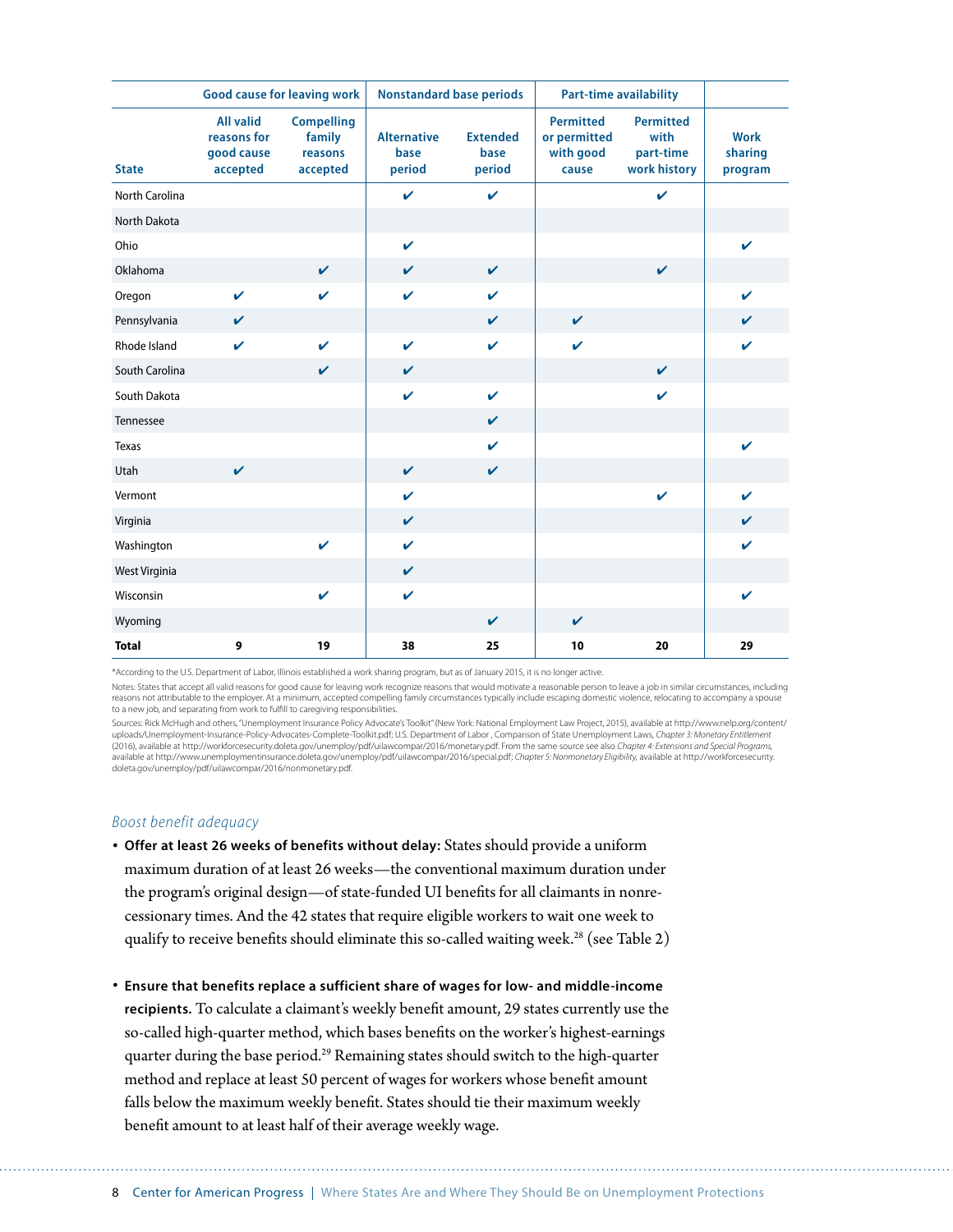| | Good cause for leaving work | | Nonstandard base periods | | Part-time availability | | |
|---|---|---|---|---|---|---|---|
| State | All valid reasons for good cause accepted | Compelling family reasons accepted | Alternative base period | Extended base period | Permitted or permitted with good cause | Permitted with part-time work history | Work sharing program |
| North Carolina | | | ✔ | ✔ | | ✔ | |
| North Dakota | | | | | | | |
| Ohio | | | ✔ | | | | ✔ |
| Oklahoma | | ✔ | ✔ | ✔ | | ✔ | |
| Oregon | ✔ | ✔ | ✔ | ✔ | | | ✔ |
| Pennsylvania | ✔ | | | ✔ | ✔ | | ✔ |
| Rhode Island | ✔ | ✔ | ✔ | ✔ | ✔ | | ✔ |
| South Carolina | | ✔ | ✔ | | | ✔ | |
| South Dakota | | | ✔ | ✔ | | ✔ | |
| Tennessee | | | | ✔ | | | |
| Texas | | | | ✔ | | | ✔ |
| Utah | ✔ | | ✔ | ✔ | | | |
| Vermont | | | ✔ | | | ✔ | ✔ |
| Virginia | | | ✔ | | | | ✔ |
| Washington | | ✔ | ✔ | | | | ✔ |
| West Virginia | | | ✔ | | | | |
| Wisconsin | | ✔ | ✔ | | | | ✔ |
| Wyoming | | | | ✔ | ✔ | | |
| **Total** | **9** | **19** | **38** | **25** | **10** | **20** | **29** |

*According to the U.S. Department of Labor, Illinois established a work sharing program, but as of January 2015, it is no longer active.

Notes: States that accept all valid reasons for good cause for leaving work recognize reasons that would motivate a reasonable person to leave a job in similar circumstances, including reasons not attributable to the employer. At a minimum, accepted compelling family circumstances typically include escaping domestic violence, relocating to accompany a spouse to a new job, and separating from work to fulfill to caregiving responsibilities.

Sources: Rick McHugh and others, "Unemployment Insurance Policy Advocate's Toolkit" (New York: National Employment Law Project, 2015), available at http://www.nelp.org/content/uploads/Unemployment-Insurance-Policy-Advocates-Complete-Toolkit.pdf; U.S. Department of Labor , Comparison of State Unemployment Laws, *Chapter 3: Monetary Entitlement* (2016), available at http://workforcesecurity.doleta.gov/unemploy/pdf/uilawcompar/2016/monetary.pdf. From the same source see also *Chapter 4: Extensions and Special Programs,* available at http://www.unemploymentinsurance.doleta.gov/unemploy/pdf/uilawcompar/2016/special.pdf; *Chapter 5: Nonmonetary Eligibility,* available at http://workforcesecurity.doleta.gov/unemploy/pdf/uilawcompar/2016/nonmonetary.pdf.

### *Boost benefit adequacy*

- **Offer at least 26 weeks of benefits without delay:** States should provide a uniform maximum duration of at least 26 weeks—the conventional maximum duration under the program's original design—of state-funded UI benefits for all claimants in nonrecessionary times. And the 42 states that require eligible workers to wait one week to qualify to receive benefits should eliminate this so-called waiting week.[28] (see Table 2)

- **Ensure that benefits replace a sufficient share of wages for low- and middle-income recipients.** To calculate a claimant's weekly benefit amount, 29 states currently use the so-called high-quarter method, which bases benefits on the worker's highest-earnings quarter during the base period.[29] Remaining states should switch to the high-quarter method and replace at least 50 percent of wages for workers whose benefit amount falls below the maximum weekly benefit. States should tie their maximum weekly benefit amount to at least half of their average weekly wage.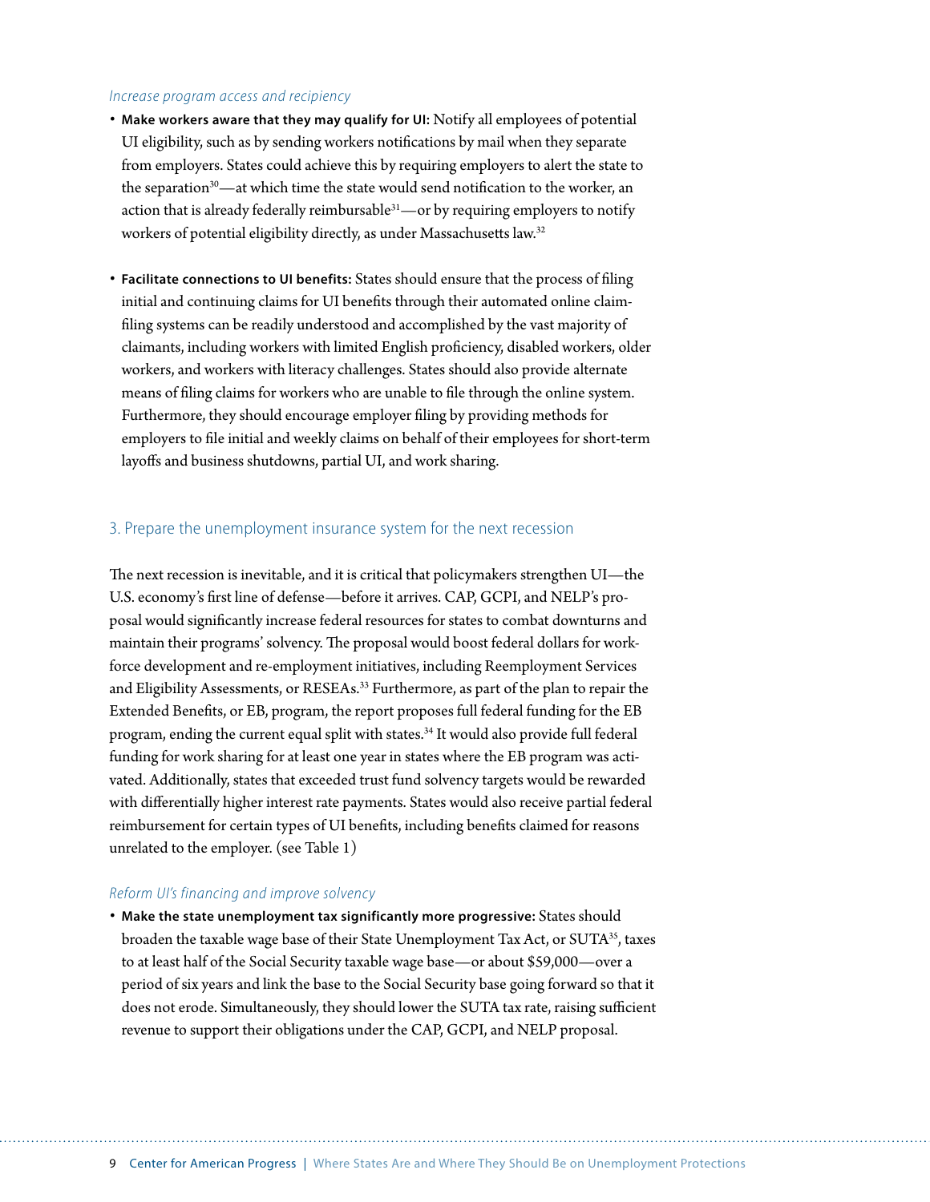*Increase program access and recipiency*

- **Make workers aware that they may qualify for UI:** Notify all employees of potential UI eligibility, such as by sending workers notifications by mail when they separate from employers. States could achieve this by requiring employers to alert the state to the separation[30]—at which time the state would send notification to the worker, an action that is already federally reimbursable[31]—or by requiring employers to notify workers of potential eligibility directly, as under Massachusetts law.[32]

- **Facilitate connections to UI benefits:** States should ensure that the process of filing initial and continuing claims for UI benefits through their automated online claim-filing systems can be readily understood and accomplished by the vast majority of claimants, including workers with limited English proficiency, disabled workers, older workers, and workers with literacy challenges. States should also provide alternate means of filing claims for workers who are unable to file through the online system. Furthermore, they should encourage employer filing by providing methods for employers to file initial and weekly claims on behalf of their employees for short-term layoffs and business shutdowns, partial UI, and work sharing.

## 3. Prepare the unemployment insurance system for the next recession

The next recession is inevitable, and it is critical that policymakers strengthen UI—the U.S. economy's first line of defense—before it arrives. CAP, GCPI, and NELP's proposal would significantly increase federal resources for states to combat downturns and maintain their programs' solvency. The proposal would boost federal dollars for workforce development and re-employment initiatives, including Reemployment Services and Eligibility Assessments, or RESEAs.[33] Furthermore, as part of the plan to repair the Extended Benefits, or EB, program, the report proposes full federal funding for the EB program, ending the current equal split with states.[34] It would also provide full federal funding for work sharing for at least one year in states where the EB program was activated. Additionally, states that exceeded trust fund solvency targets would be rewarded with differentially higher interest rate payments. States would also receive partial federal reimbursement for certain types of UI benefits, including benefits claimed for reasons unrelated to the employer. (see Table 1)

*Reform UI's financing and improve solvency*

- **Make the state unemployment tax significantly more progressive:** States should broaden the taxable wage base of their State Unemployment Tax Act, or SUTA[35], taxes to at least half of the Social Security taxable wage base—or about $59,000—over a period of six years and link the base to the Social Security base going forward so that it does not erode. Simultaneously, they should lower the SUTA tax rate, raising sufficient revenue to support their obligations under the CAP, GCPI, and NELP proposal.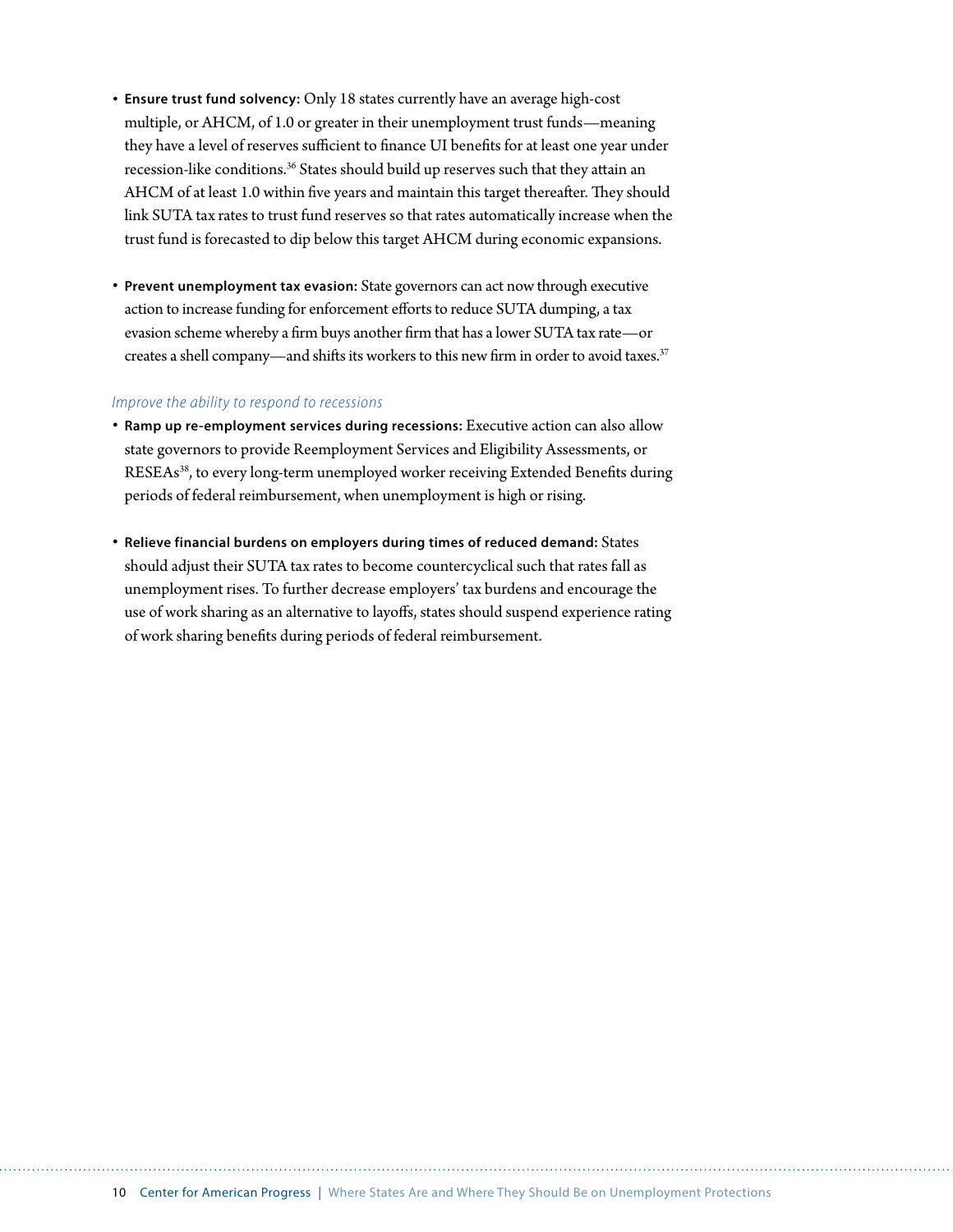- **Ensure trust fund solvency:** Only 18 states currently have an average high-cost multiple, or AHCM, of 1.0 or greater in their unemployment trust funds—meaning they have a level of reserves sufficient to finance UI benefits for at least one year under recession-like conditions.[36] States should build up reserves such that they attain an AHCM of at least 1.0 within five years and maintain this target thereafter. They should link SUTA tax rates to trust fund reserves so that rates automatically increase when the trust fund is forecasted to dip below this target AHCM during economic expansions.

- **Prevent unemployment tax evasion:** State governors can act now through executive action to increase funding for enforcement efforts to reduce SUTA dumping, a tax evasion scheme whereby a firm buys another firm that has a lower SUTA tax rate—or creates a shell company—and shifts its workers to this new firm in order to avoid taxes.[37]

*Improve the ability to respond to recessions*

- **Ramp up re-employment services during recessions:** Executive action can also allow state governors to provide Reemployment Services and Eligibility Assessments, or RESEAs[38], to every long-term unemployed worker receiving Extended Benefits during periods of federal reimbursement, when unemployment is high or rising.

- **Relieve financial burdens on employers during times of reduced demand:** States should adjust their SUTA tax rates to become countercyclical such that rates fall as unemployment rises. To further decrease employers' tax burdens and encourage the use of work sharing as an alternative to layoffs, states should suspend experience rating of work sharing benefits during periods of federal reimbursement.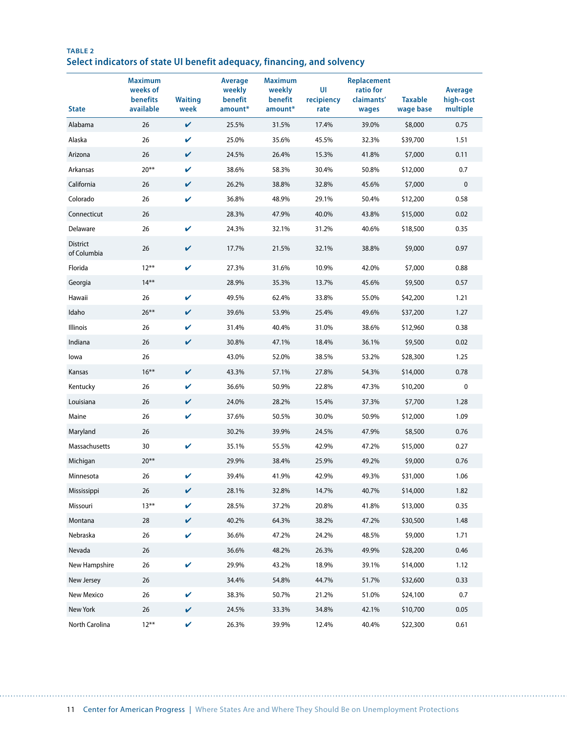**TABLE 2**

## Select indicators of state UI benefit adequacy, financing, and solvency

| State | Maximum weeks of benefits available | Waiting week | Average weekly benefit amount* | Maximum weekly benefit amount* | UI recipiency rate | Replacement ratio for claimants' wages | Taxable wage base | Average high-cost multiple |
|---|---|---|---|---|---|---|---|---|
| Alabama | 26 | ✔ | 25.5% | 31.5% | 17.4% | 39.0% | $8,000 | 0.75 |
| Alaska | 26 | ✔ | 25.0% | 35.6% | 45.5% | 32.3% | $39,700 | 1.51 |
| Arizona | 26 | ✔ | 24.5% | 26.4% | 15.3% | 41.8% | $7,000 | 0.11 |
| Arkansas | 20** | ✔ | 38.6% | 58.3% | 30.4% | 50.8% | $12,000 | 0.7 |
| California | 26 | ✔ | 26.2% | 38.8% | 32.8% | 45.6% | $7,000 | 0 |
| Colorado | 26 | ✔ | 36.8% | 48.9% | 29.1% | 50.4% | $12,200 | 0.58 |
| Connecticut | 26 | | 28.3% | 47.9% | 40.0% | 43.8% | $15,000 | 0.02 |
| Delaware | 26 | ✔ | 24.3% | 32.1% | 31.2% | 40.6% | $18,500 | 0.35 |
| District of Columbia | 26 | ✔ | 17.7% | 21.5% | 32.1% | 38.8% | $9,000 | 0.97 |
| Florida | 12** | ✔ | 27.3% | 31.6% | 10.9% | 42.0% | $7,000 | 0.88 |
| Georgia | 14** | | 28.9% | 35.3% | 13.7% | 45.6% | $9,500 | 0.57 |
| Hawaii | 26 | ✔ | 49.5% | 62.4% | 33.8% | 55.0% | $42,200 | 1.21 |
| Idaho | 26** | ✔ | 39.6% | 53.9% | 25.4% | 49.6% | $37,200 | 1.27 |
| Illinois | 26 | ✔ | 31.4% | 40.4% | 31.0% | 38.6% | $12,960 | 0.38 |
| Indiana | 26 | ✔ | 30.8% | 47.1% | 18.4% | 36.1% | $9,500 | 0.02 |
| Iowa | 26 | | 43.0% | 52.0% | 38.5% | 53.2% | $28,300 | 1.25 |
| Kansas | 16** | ✔ | 43.3% | 57.1% | 27.8% | 54.3% | $14,000 | 0.78 |
| Kentucky | 26 | ✔ | 36.6% | 50.9% | 22.8% | 47.3% | $10,200 | 0 |
| Louisiana | 26 | ✔ | 24.0% | 28.2% | 15.4% | 37.3% | $7,700 | 1.28 |
| Maine | 26 | ✔ | 37.6% | 50.5% | 30.0% | 50.9% | $12,000 | 1.09 |
| Maryland | 26 | | 30.2% | 39.9% | 24.5% | 47.9% | $8,500 | 0.76 |
| Massachusetts | 30 | ✔ | 35.1% | 55.5% | 42.9% | 47.2% | $15,000 | 0.27 |
| Michigan | 20** | | 29.9% | 38.4% | 25.9% | 49.2% | $9,000 | 0.76 |
| Minnesota | 26 | ✔ | 39.4% | 41.9% | 42.9% | 49.3% | $31,000 | 1.06 |
| Mississippi | 26 | ✔ | 28.1% | 32.8% | 14.7% | 40.7% | $14,000 | 1.82 |
| Missouri | 13** | ✔ | 28.5% | 37.2% | 20.8% | 41.8% | $13,000 | 0.35 |
| Montana | 28 | ✔ | 40.2% | 64.3% | 38.2% | 47.2% | $30,500 | 1.48 |
| Nebraska | 26 | ✔ | 36.6% | 47.2% | 24.2% | 48.5% | $9,000 | 1.71 |
| Nevada | 26 | | 36.6% | 48.2% | 26.3% | 49.9% | $28,200 | 0.46 |
| New Hampshire | 26 | ✔ | 29.9% | 43.2% | 18.9% | 39.1% | $14,000 | 1.12 |
| New Jersey | 26 | | 34.4% | 54.8% | 44.7% | 51.7% | $32,600 | 0.33 |
| New Mexico | 26 | ✔ | 38.3% | 50.7% | 21.2% | 51.0% | $24,100 | 0.7 |
| New York | 26 | ✔ | 24.5% | 33.3% | 34.8% | 42.1% | $10,700 | 0.05 |
| North Carolina | 12** | ✔ | 26.3% | 39.9% | 12.4% | 40.4% | $22,300 | 0.61 |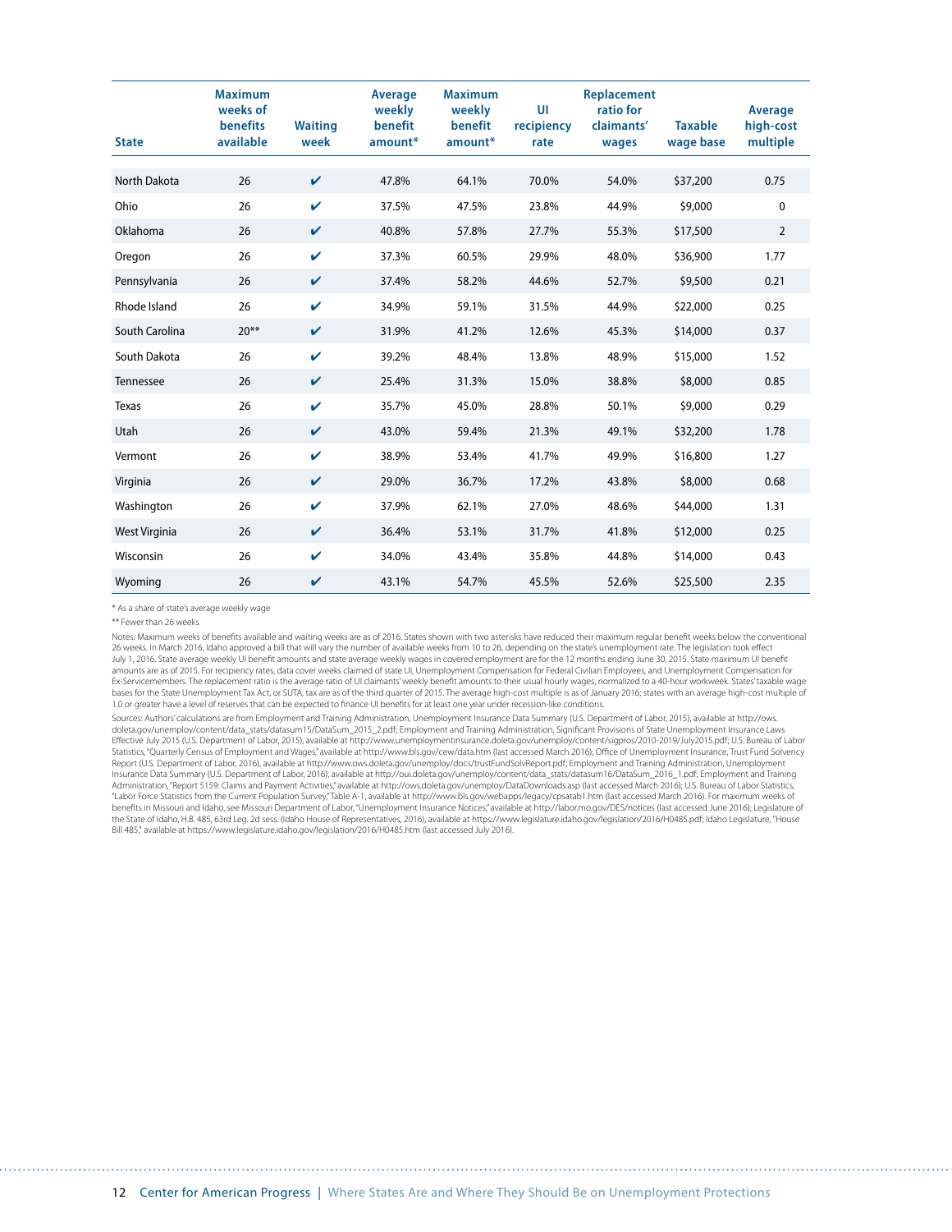| State | Maximum weeks of benefits available | Waiting week | Average weekly benefit amount* | Maximum weekly benefit amount* | UI recipiency rate | Replacement ratio for claimants' wages | Taxable wage base | Average high-cost multiple |
|---|---|---|---|---|---|---|---|---|
| North Dakota | 26 | ✔ | 47.8% | 64.1% | 70.0% | 54.0% | $37,200 | 0.75 |
| Ohio | 26 | ✔ | 37.5% | 47.5% | 23.8% | 44.9% | $9,000 | 0 |
| Oklahoma | 26 | ✔ | 40.8% | 57.8% | 27.7% | 55.3% | $17,500 | 2 |
| Oregon | 26 | ✔ | 37.3% | 60.5% | 29.9% | 48.0% | $36,900 | 1.77 |
| Pennsylvania | 26 | ✔ | 37.4% | 58.2% | 44.6% | 52.7% | $9,500 | 0.21 |
| Rhode Island | 26 | ✔ | 34.9% | 59.1% | 31.5% | 44.9% | $22,000 | 0.25 |
| South Carolina | 20** | ✔ | 31.9% | 41.2% | 12.6% | 45.3% | $14,000 | 0.37 |
| South Dakota | 26 | ✔ | 39.2% | 48.4% | 13.8% | 48.9% | $15,000 | 1.52 |
| Tennessee | 26 | ✔ | 25.4% | 31.3% | 15.0% | 38.8% | $8,000 | 0.85 |
| Texas | 26 | ✔ | 35.7% | 45.0% | 28.8% | 50.1% | $9,000 | 0.29 |
| Utah | 26 | ✔ | 43.0% | 59.4% | 21.3% | 49.1% | $32,200 | 1.78 |
| Vermont | 26 | ✔ | 38.9% | 53.4% | 41.7% | 49.9% | $16,800 | 1.27 |
| Virginia | 26 | ✔ | 29.0% | 36.7% | 17.2% | 43.8% | $8,000 | 0.68 |
| Washington | 26 | ✔ | 37.9% | 62.1% | 27.0% | 48.6% | $44,000 | 1.31 |
| West Virginia | 26 | ✔ | 36.4% | 53.1% | 31.7% | 41.8% | $12,000 | 0.25 |
| Wisconsin | 26 | ✔ | 34.0% | 43.4% | 35.8% | 44.8% | $14,000 | 0.43 |
| Wyoming | 26 | ✔ | 43.1% | 54.7% | 45.5% | 52.6% | $25,500 | 2.35 |

* As a share of state's average weekly wage

** Fewer than 26 weeks

Notes: Maximum weeks of benefits available and waiting weeks are as of 2016. States shown with two asterisks have reduced their maximum regular benefit weeks below the conventional 26 weeks. In March 2016, Idaho approved a bill that will vary the number of available weeks from 10 to 26, depending on the state's unemployment rate. The legislation took effect July 1, 2016. State average weekly UI benefit amounts and state average weekly wages in covered employment are for the 12 months ending June 30, 2015. State maximum UI benefit amounts are as of 2015. For recipiency rates, data cover weeks claimed of state UI, Unemployment Compensation for Federal Civilian Employees, and Unemployment Compensation for Ex-Servicemembers. The replacement ratio is the average ratio of UI claimants' weekly benefit amounts to their usual hourly wages, normalized to a 40-hour workweek. States' taxable wage bases for the State Unemployment Tax Act, or SUTA, tax are as of the third quarter of 2015. The average high-cost multiple is as of January 2016; states with an average high-cost multiple of 1.0 or greater have a level of reserves that can be expected to finance UI benefits for at least one year under recession-like conditions.

Sources: Authors' calculations are from Employment and Training Administration, Unemployment Insurance Data Summary (U.S. Department of Labor, 2015), available at http://ows.doleta.gov/unemploy/content/data_stats/datasum15/DataSum_2015_2.pdf; Employment and Training Administration, Significant Provisions of State Unemployment Insurance Laws Effective July 2015 (U.S. Department of Labor, 2015), available at http://www.unemploymentinsurance.doleta.gov/unemploy/content/sigpros/2010-2019/July2015.pdf; U.S. Bureau of Labor Statistics, "Quarterly Census of Employment and Wages," available at http://www.bls.gov/cew/data.htm (last accessed March 2016); Office of Unemployment Insurance, Trust Fund Solvency Report (U.S. Department of Labor, 2016), available at http://www.ows.doleta.gov/unemploy/docs/trustFundSolvReport.pdf; Employment and Training Administration, Unemployment Insurance Data Summary (U.S. Department of Labor, 2016), available at http://oui.doleta.gov/unemploy/content/data_stats/datasum16/DataSum_2016_1.pdf; Employment and Training Administration, "Report 5159: Claims and Payment Activities," available at http://ows.doleta.gov/unemploy/DataDownloads.asp (last accessed March 2016); U.S. Bureau of Labor Statistics, "Labor Force Statistics from the Current Population Survey," Table A-1, available at http://www.bls.gov/webapps/legacy/cpsatab1.htm (last accessed March 2016). For maximum weeks of benefits in Missouri and Idaho, see Missouri Department of Labor, "Unemployment Insurance Notices," available at http://labor.mo.gov/DES/notices (last accessed June 2016); Legislature of the State of Idaho, H.B. 485, 63rd Leg. 2d sess. (Idaho House of Representatives, 2016), available at https://www.legislature.idaho.gov/legislation/2016/H0485.pdf; Idaho Legislature, "House Bill 485," available at https://www.legislature.idaho.gov/legislation/2016/H0485.htm (last accessed July 2016).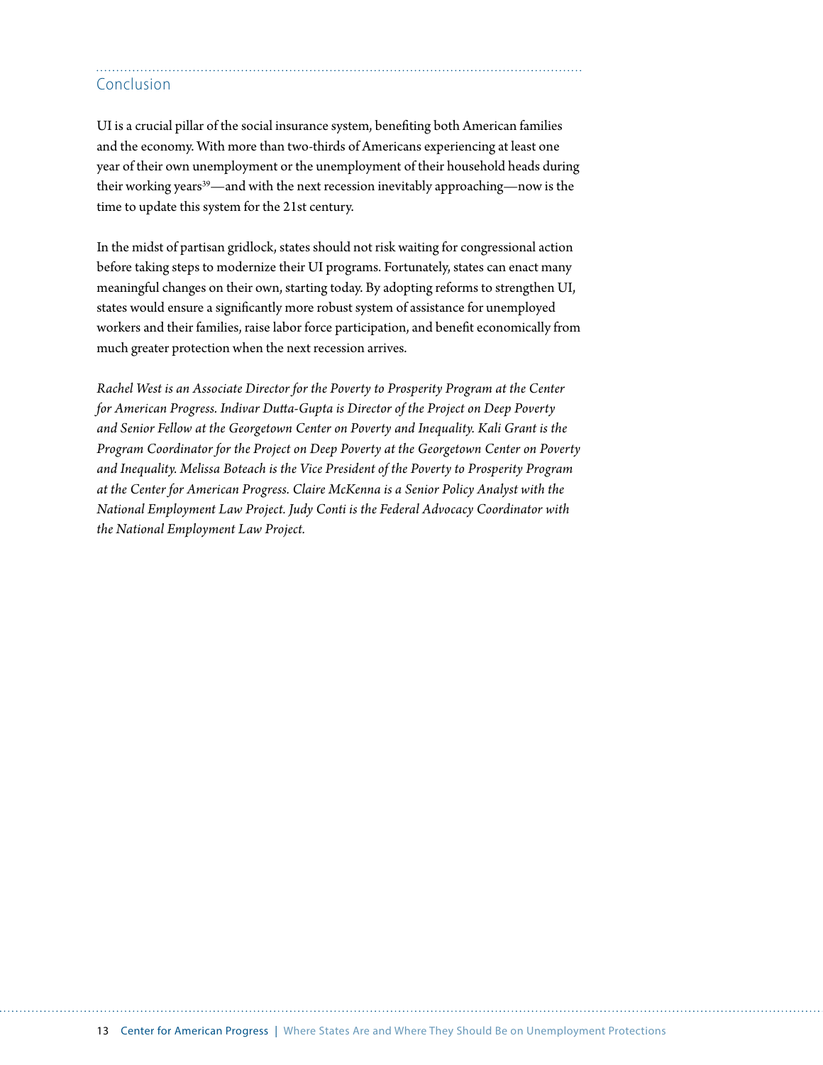## Conclusion

UI is a crucial pillar of the social insurance system, benefiting both American families and the economy. With more than two-thirds of Americans experiencing at least one year of their own unemployment or the unemployment of their household heads during their working years[39]—and with the next recession inevitably approaching—now is the time to update this system for the 21st century.

In the midst of partisan gridlock, states should not risk waiting for congressional action before taking steps to modernize their UI programs. Fortunately, states can enact many meaningful changes on their own, starting today. By adopting reforms to strengthen UI, states would ensure a significantly more robust system of assistance for unemployed workers and their families, raise labor force participation, and benefit economically from much greater protection when the next recession arrives.

*Rachel West is an Associate Director for the Poverty to Prosperity Program at the Center for American Progress. Indivar Dutta-Gupta is Director of the Project on Deep Poverty and Senior Fellow at the Georgetown Center on Poverty and Inequality. Kali Grant is the Program Coordinator for the Project on Deep Poverty at the Georgetown Center on Poverty and Inequality. Melissa Boteach is the Vice President of the Poverty to Prosperity Program at the Center for American Progress. Claire McKenna is a Senior Policy Analyst with the National Employment Law Project. Judy Conti is the Federal Advocacy Coordinator with the National Employment Law Project.*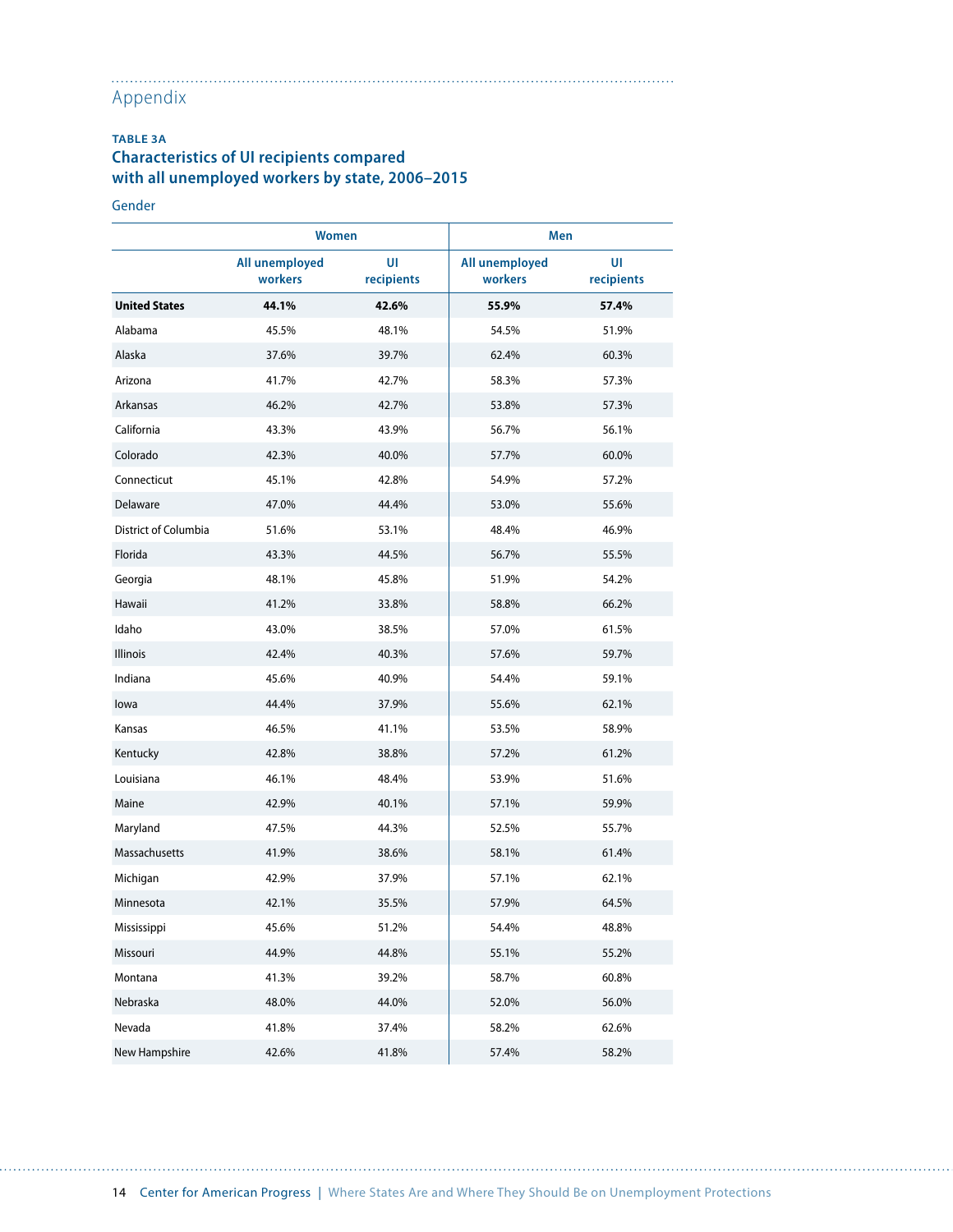## Appendix

**TABLE 3A**

### Characteristics of UI recipients compared with all unemployed workers by state, 2006–2015

Gender

| | Women | | Men | |
|---|---|---|---|---|
| | All unemployed workers | UI recipients | All unemployed workers | UI recipients |
| **United States** | **44.1%** | **42.6%** | **55.9%** | **57.4%** |
| Alabama | 45.5% | 48.1% | 54.5% | 51.9% |
| Alaska | 37.6% | 39.7% | 62.4% | 60.3% |
| Arizona | 41.7% | 42.7% | 58.3% | 57.3% |
| Arkansas | 46.2% | 42.7% | 53.8% | 57.3% |
| California | 43.3% | 43.9% | 56.7% | 56.1% |
| Colorado | 42.3% | 40.0% | 57.7% | 60.0% |
| Connecticut | 45.1% | 42.8% | 54.9% | 57.2% |
| Delaware | 47.0% | 44.4% | 53.0% | 55.6% |
| District of Columbia | 51.6% | 53.1% | 48.4% | 46.9% |
| Florida | 43.3% | 44.5% | 56.7% | 55.5% |
| Georgia | 48.1% | 45.8% | 51.9% | 54.2% |
| Hawaii | 41.2% | 33.8% | 58.8% | 66.2% |
| Idaho | 43.0% | 38.5% | 57.0% | 61.5% |
| Illinois | 42.4% | 40.3% | 57.6% | 59.7% |
| Indiana | 45.6% | 40.9% | 54.4% | 59.1% |
| Iowa | 44.4% | 37.9% | 55.6% | 62.1% |
| Kansas | 46.5% | 41.1% | 53.5% | 58.9% |
| Kentucky | 42.8% | 38.8% | 57.2% | 61.2% |
| Louisiana | 46.1% | 48.4% | 53.9% | 51.6% |
| Maine | 42.9% | 40.1% | 57.1% | 59.9% |
| Maryland | 47.5% | 44.3% | 52.5% | 55.7% |
| Massachusetts | 41.9% | 38.6% | 58.1% | 61.4% |
| Michigan | 42.9% | 37.9% | 57.1% | 62.1% |
| Minnesota | 42.1% | 35.5% | 57.9% | 64.5% |
| Mississippi | 45.6% | 51.2% | 54.4% | 48.8% |
| Missouri | 44.9% | 44.8% | 55.1% | 55.2% |
| Montana | 41.3% | 39.2% | 58.7% | 60.8% |
| Nebraska | 48.0% | 44.0% | 52.0% | 56.0% |
| Nevada | 41.8% | 37.4% | 58.2% | 62.6% |
| New Hampshire | 42.6% | 41.8% | 57.4% | 58.2% |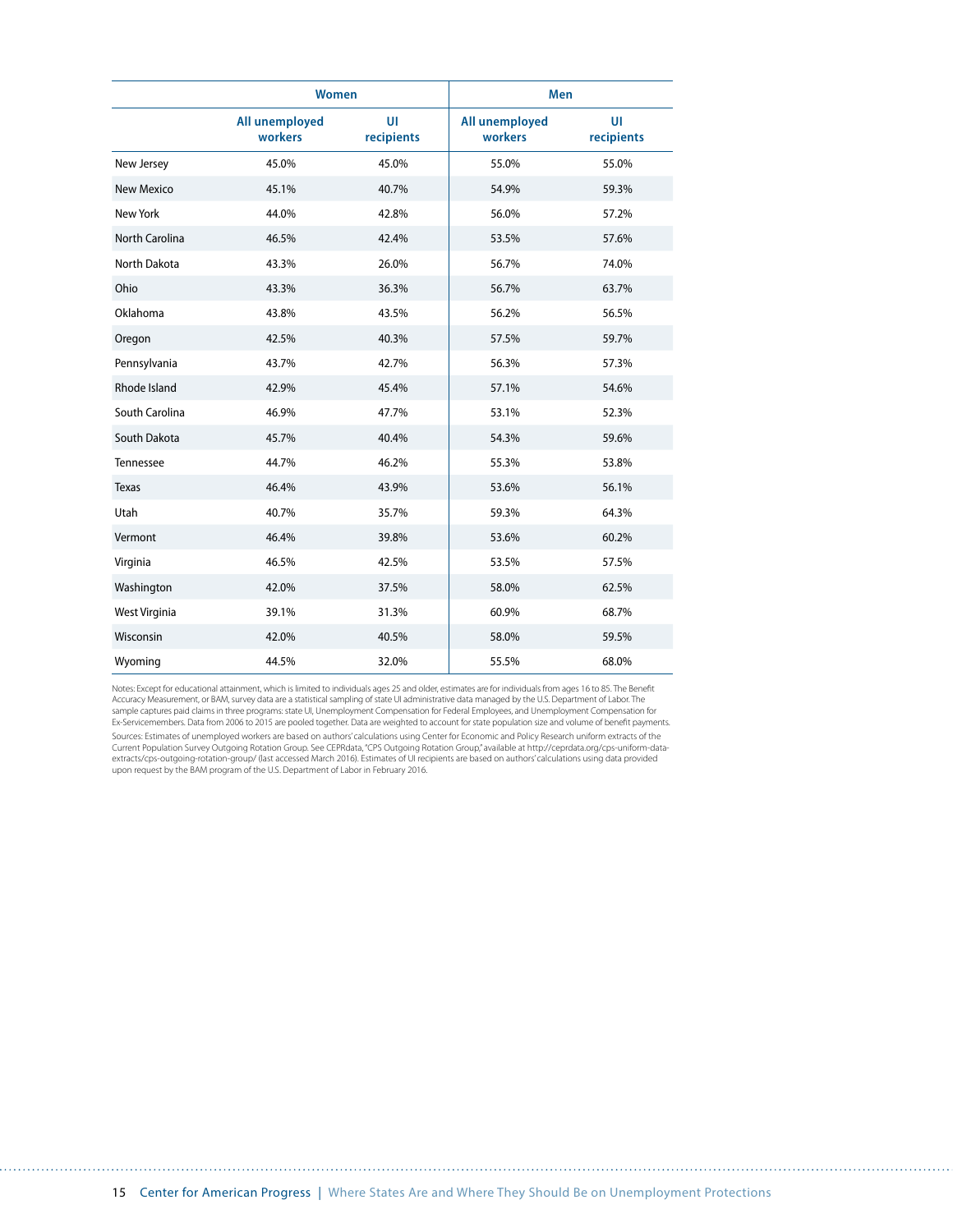| | Women | | Men | |
|---|---|---|---|---|
| | All unemployed workers | UI recipients | All unemployed workers | UI recipients |
| New Jersey | 45.0% | 45.0% | 55.0% | 55.0% |
| New Mexico | 45.1% | 40.7% | 54.9% | 59.3% |
| New York | 44.0% | 42.8% | 56.0% | 57.2% |
| North Carolina | 46.5% | 42.4% | 53.5% | 57.6% |
| North Dakota | 43.3% | 26.0% | 56.7% | 74.0% |
| Ohio | 43.3% | 36.3% | 56.7% | 63.7% |
| Oklahoma | 43.8% | 43.5% | 56.2% | 56.5% |
| Oregon | 42.5% | 40.3% | 57.5% | 59.7% |
| Pennsylvania | 43.7% | 42.7% | 56.3% | 57.3% |
| Rhode Island | 42.9% | 45.4% | 57.1% | 54.6% |
| South Carolina | 46.9% | 47.7% | 53.1% | 52.3% |
| South Dakota | 45.7% | 40.4% | 54.3% | 59.6% |
| Tennessee | 44.7% | 46.2% | 55.3% | 53.8% |
| Texas | 46.4% | 43.9% | 53.6% | 56.1% |
| Utah | 40.7% | 35.7% | 59.3% | 64.3% |
| Vermont | 46.4% | 39.8% | 53.6% | 60.2% |
| Virginia | 46.5% | 42.5% | 53.5% | 57.5% |
| Washington | 42.0% | 37.5% | 58.0% | 62.5% |
| West Virginia | 39.1% | 31.3% | 60.9% | 68.7% |
| Wisconsin | 42.0% | 40.5% | 58.0% | 59.5% |
| Wyoming | 44.5% | 32.0% | 55.5% | 68.0% |

Notes: Except for educational attainment, which is limited to individuals ages 25 and older, estimates are for individuals from ages 16 to 85. The Benefit Accuracy Measurement, or BAM, survey data are a statistical sampling of state UI administrative data managed by the U.S. Department of Labor. The sample captures paid claims in three programs: state UI, Unemployment Compensation for Federal Employees, and Unemployment Compensation for Ex-Servicemembers. Data from 2006 to 2015 are pooled together. Data are weighted to account for state population size and volume of benefit payments.

Sources: Estimates of unemployed workers are based on authors' calculations using Center for Economic and Policy Research uniform extracts of the Current Population Survey Outgoing Rotation Group. See CEPRdata, "CPS Outgoing Rotation Group," available at http://ceprdata.org/cps-uniform-data-extracts/cps-outgoing-rotation-group/ (last accessed March 2016). Estimates of UI recipients are based on authors' calculations using data provided upon request by the BAM program of the U.S. Department of Labor in February 2016.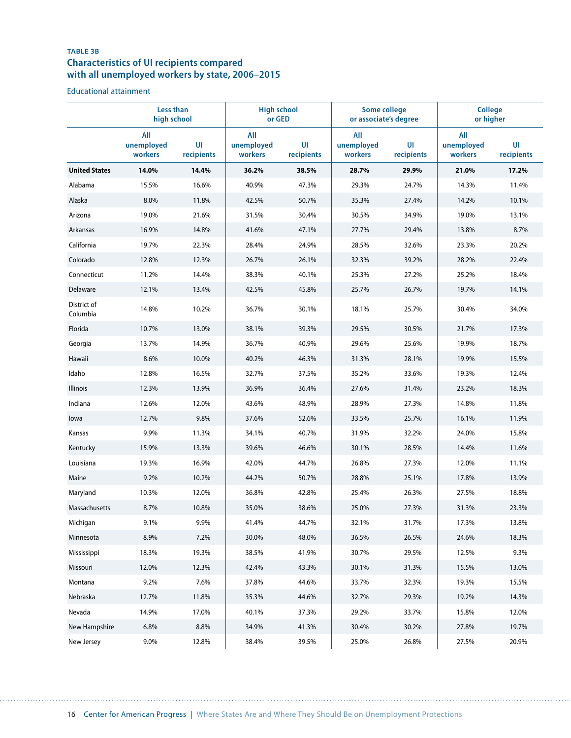**TABLE 3B**

## Characteristics of UI recipients compared with all unemployed workers by state, 2006–2015

Educational attainment

| | Less than high school | | High school or GED | | Some college or associate's degree | | College or higher | |
|---|---|---|---|---|---|---|---|---|
| | All unemployed workers | UI recipients | All unemployed workers | UI recipients | All unemployed workers | UI recipients | All unemployed workers | UI recipients |
| **United States** | **14.0%** | **14.4%** | **36.2%** | **38.5%** | **28.7%** | **29.9%** | **21.0%** | **17.2%** |
| Alabama | 15.5% | 16.6% | 40.9% | 47.3% | 29.3% | 24.7% | 14.3% | 11.4% |
| Alaska | 8.0% | 11.8% | 42.5% | 50.7% | 35.3% | 27.4% | 14.2% | 10.1% |
| Arizona | 19.0% | 21.6% | 31.5% | 30.4% | 30.5% | 34.9% | 19.0% | 13.1% |
| Arkansas | 16.9% | 14.8% | 41.6% | 47.1% | 27.7% | 29.4% | 13.8% | 8.7% |
| California | 19.7% | 22.3% | 28.4% | 24.9% | 28.5% | 32.6% | 23.3% | 20.2% |
| Colorado | 12.8% | 12.3% | 26.7% | 26.1% | 32.3% | 39.2% | 28.2% | 22.4% |
| Connecticut | 11.2% | 14.4% | 38.3% | 40.1% | 25.3% | 27.2% | 25.2% | 18.4% |
| Delaware | 12.1% | 13.4% | 42.5% | 45.8% | 25.7% | 26.7% | 19.7% | 14.1% |
| District of Columbia | 14.8% | 10.2% | 36.7% | 30.1% | 18.1% | 25.7% | 30.4% | 34.0% |
| Florida | 10.7% | 13.0% | 38.1% | 39.3% | 29.5% | 30.5% | 21.7% | 17.3% |
| Georgia | 13.7% | 14.9% | 36.7% | 40.9% | 29.6% | 25.6% | 19.9% | 18.7% |
| Hawaii | 8.6% | 10.0% | 40.2% | 46.3% | 31.3% | 28.1% | 19.9% | 15.5% |
| Idaho | 12.8% | 16.5% | 32.7% | 37.5% | 35.2% | 33.6% | 19.3% | 12.4% |
| Illinois | 12.3% | 13.9% | 36.9% | 36.4% | 27.6% | 31.4% | 23.2% | 18.3% |
| Indiana | 12.6% | 12.0% | 43.6% | 48.9% | 28.9% | 27.3% | 14.8% | 11.8% |
| Iowa | 12.7% | 9.8% | 37.6% | 52.6% | 33.5% | 25.7% | 16.1% | 11.9% |
| Kansas | 9.9% | 11.3% | 34.1% | 40.7% | 31.9% | 32.2% | 24.0% | 15.8% |
| Kentucky | 15.9% | 13.3% | 39.6% | 46.6% | 30.1% | 28.5% | 14.4% | 11.6% |
| Louisiana | 19.3% | 16.9% | 42.0% | 44.7% | 26.8% | 27.3% | 12.0% | 11.1% |
| Maine | 9.2% | 10.2% | 44.2% | 50.7% | 28.8% | 25.1% | 17.8% | 13.9% |
| Maryland | 10.3% | 12.0% | 36.8% | 42.8% | 25.4% | 26.3% | 27.5% | 18.8% |
| Massachusetts | 8.7% | 10.8% | 35.0% | 38.6% | 25.0% | 27.3% | 31.3% | 23.3% |
| Michigan | 9.1% | 9.9% | 41.4% | 44.7% | 32.1% | 31.7% | 17.3% | 13.8% |
| Minnesota | 8.9% | 7.2% | 30.0% | 48.0% | 36.5% | 26.5% | 24.6% | 18.3% |
| Mississippi | 18.3% | 19.3% | 38.5% | 41.9% | 30.7% | 29.5% | 12.5% | 9.3% |
| Missouri | 12.0% | 12.3% | 42.4% | 43.3% | 30.1% | 31.3% | 15.5% | 13.0% |
| Montana | 9.2% | 7.6% | 37.8% | 44.6% | 33.7% | 32.3% | 19.3% | 15.5% |
| Nebraska | 12.7% | 11.8% | 35.3% | 44.6% | 32.7% | 29.3% | 19.2% | 14.3% |
| Nevada | 14.9% | 17.0% | 40.1% | 37.3% | 29.2% | 33.7% | 15.8% | 12.0% |
| New Hampshire | 6.8% | 8.8% | 34.9% | 41.3% | 30.4% | 30.2% | 27.8% | 19.7% |
| New Jersey | 9.0% | 12.8% | 38.4% | 39.5% | 25.0% | 26.8% | 27.5% | 20.9% |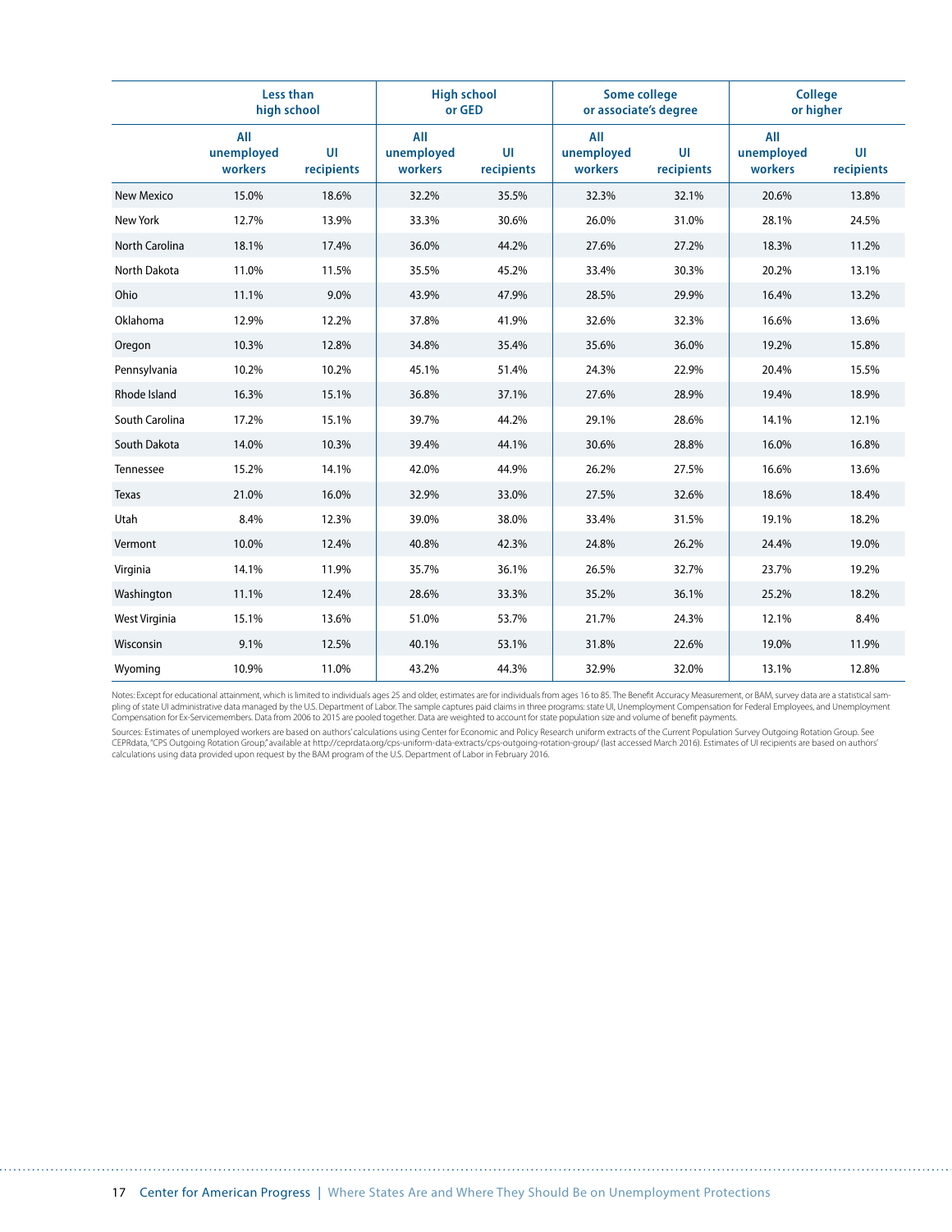| | Less than high school | | High school or GED | | Some college or associate's degree | | College or higher | |
|---|---|---|---|---|---|---|---|---|
| | All unemployed workers | UI recipients | All unemployed workers | UI recipients | All unemployed workers | UI recipients | All unemployed workers | UI recipients |
| New Mexico | 15.0% | 18.6% | 32.2% | 35.5% | 32.3% | 32.1% | 20.6% | 13.8% |
| New York | 12.7% | 13.9% | 33.3% | 30.6% | 26.0% | 31.0% | 28.1% | 24.5% |
| North Carolina | 18.1% | 17.4% | 36.0% | 44.2% | 27.6% | 27.2% | 18.3% | 11.2% |
| North Dakota | 11.0% | 11.5% | 35.5% | 45.2% | 33.4% | 30.3% | 20.2% | 13.1% |
| Ohio | 11.1% | 9.0% | 43.9% | 47.9% | 28.5% | 29.9% | 16.4% | 13.2% |
| Oklahoma | 12.9% | 12.2% | 37.8% | 41.9% | 32.6% | 32.3% | 16.6% | 13.6% |
| Oregon | 10.3% | 12.8% | 34.8% | 35.4% | 35.6% | 36.0% | 19.2% | 15.8% |
| Pennsylvania | 10.2% | 10.2% | 45.1% | 51.4% | 24.3% | 22.9% | 20.4% | 15.5% |
| Rhode Island | 16.3% | 15.1% | 36.8% | 37.1% | 27.6% | 28.9% | 19.4% | 18.9% |
| South Carolina | 17.2% | 15.1% | 39.7% | 44.2% | 29.1% | 28.6% | 14.1% | 12.1% |
| South Dakota | 14.0% | 10.3% | 39.4% | 44.1% | 30.6% | 28.8% | 16.0% | 16.8% |
| Tennessee | 15.2% | 14.1% | 42.0% | 44.9% | 26.2% | 27.5% | 16.6% | 13.6% |
| Texas | 21.0% | 16.0% | 32.9% | 33.0% | 27.5% | 32.6% | 18.6% | 18.4% |
| Utah | 8.4% | 12.3% | 39.0% | 38.0% | 33.4% | 31.5% | 19.1% | 18.2% |
| Vermont | 10.0% | 12.4% | 40.8% | 42.3% | 24.8% | 26.2% | 24.4% | 19.0% |
| Virginia | 14.1% | 11.9% | 35.7% | 36.1% | 26.5% | 32.7% | 23.7% | 19.2% |
| Washington | 11.1% | 12.4% | 28.6% | 33.3% | 35.2% | 36.1% | 25.2% | 18.2% |
| West Virginia | 15.1% | 13.6% | 51.0% | 53.7% | 21.7% | 24.3% | 12.1% | 8.4% |
| Wisconsin | 9.1% | 12.5% | 40.1% | 53.1% | 31.8% | 22.6% | 19.0% | 11.9% |
| Wyoming | 10.9% | 11.0% | 43.2% | 44.3% | 32.9% | 32.0% | 13.1% | 12.8% |

Notes: Except for educational attainment, which is limited to individuals ages 25 and older, estimates are for individuals from ages 16 to 85. The Benefit Accuracy Measurement, or BAM, survey data are a statistical sampling of state UI administrative data managed by the U.S. Department of Labor. The sample captures paid claims in three programs: state UI, Unemployment Compensation for Federal Employees, and Unemployment Compensation for Ex-Servicemembers. Data from 2006 to 2015 are pooled together. Data are weighted to account for state population size and volume of benefit payments.

Sources: Estimates of unemployed workers are based on authors' calculations using Center for Economic and Policy Research uniform extracts of the Current Population Survey Outgoing Rotation Group. See CEPRdata, "CPS Outgoing Rotation Group," available at http://ceprdata.org/cps-uniform-data-extracts/cps-outgoing-rotation-group/ (last accessed March 2016). Estimates of UI recipients are based on authors' calculations using data provided upon request by the BAM program of the U.S. Department of Labor in February 2016.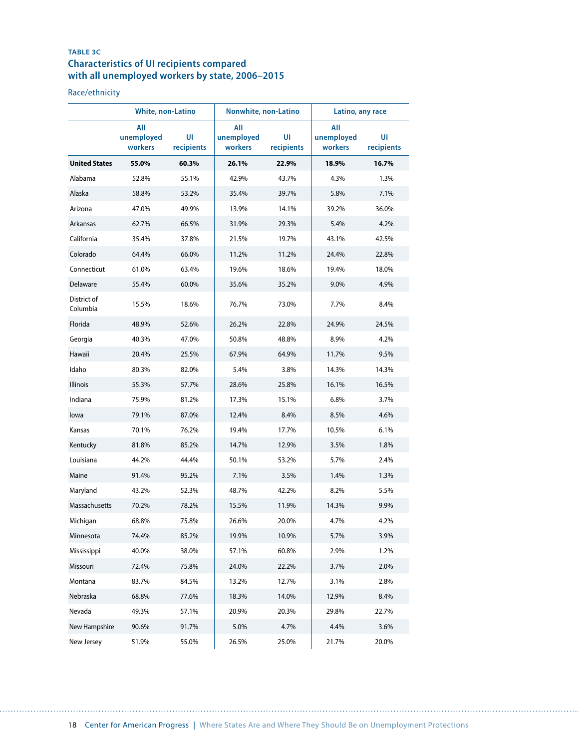**TABLE 3C**

## Characteristics of UI recipients compared with all unemployed workers by state, 2006–2015

Race/ethnicity

| | White, non-Latino | | Nonwhite, non-Latino | | Latino, any race | |
|---|---|---|---|---|---|---|
| | All unemployed workers | UI recipients | All unemployed workers | UI recipients | All unemployed workers | UI recipients |
| **United States** | **55.0%** | **60.3%** | **26.1%** | **22.9%** | **18.9%** | **16.7%** |
| Alabama | 52.8% | 55.1% | 42.9% | 43.7% | 4.3% | 1.3% |
| Alaska | 58.8% | 53.2% | 35.4% | 39.7% | 5.8% | 7.1% |
| Arizona | 47.0% | 49.9% | 13.9% | 14.1% | 39.2% | 36.0% |
| Arkansas | 62.7% | 66.5% | 31.9% | 29.3% | 5.4% | 4.2% |
| California | 35.4% | 37.8% | 21.5% | 19.7% | 43.1% | 42.5% |
| Colorado | 64.4% | 66.0% | 11.2% | 11.2% | 24.4% | 22.8% |
| Connecticut | 61.0% | 63.4% | 19.6% | 18.6% | 19.4% | 18.0% |
| Delaware | 55.4% | 60.0% | 35.6% | 35.2% | 9.0% | 4.9% |
| District of Columbia | 15.5% | 18.6% | 76.7% | 73.0% | 7.7% | 8.4% |
| Florida | 48.9% | 52.6% | 26.2% | 22.8% | 24.9% | 24.5% |
| Georgia | 40.3% | 47.0% | 50.8% | 48.8% | 8.9% | 4.2% |
| Hawaii | 20.4% | 25.5% | 67.9% | 64.9% | 11.7% | 9.5% |
| Idaho | 80.3% | 82.0% | 5.4% | 3.8% | 14.3% | 14.3% |
| Illinois | 55.3% | 57.7% | 28.6% | 25.8% | 16.1% | 16.5% |
| Indiana | 75.9% | 81.2% | 17.3% | 15.1% | 6.8% | 3.7% |
| Iowa | 79.1% | 87.0% | 12.4% | 8.4% | 8.5% | 4.6% |
| Kansas | 70.1% | 76.2% | 19.4% | 17.7% | 10.5% | 6.1% |
| Kentucky | 81.8% | 85.2% | 14.7% | 12.9% | 3.5% | 1.8% |
| Louisiana | 44.2% | 44.4% | 50.1% | 53.2% | 5.7% | 2.4% |
| Maine | 91.4% | 95.2% | 7.1% | 3.5% | 1.4% | 1.3% |
| Maryland | 43.2% | 52.3% | 48.7% | 42.2% | 8.2% | 5.5% |
| Massachusetts | 70.2% | 78.2% | 15.5% | 11.9% | 14.3% | 9.9% |
| Michigan | 68.8% | 75.8% | 26.6% | 20.0% | 4.7% | 4.2% |
| Minnesota | 74.4% | 85.2% | 19.9% | 10.9% | 5.7% | 3.9% |
| Mississippi | 40.0% | 38.0% | 57.1% | 60.8% | 2.9% | 1.2% |
| Missouri | 72.4% | 75.8% | 24.0% | 22.2% | 3.7% | 2.0% |
| Montana | 83.7% | 84.5% | 13.2% | 12.7% | 3.1% | 2.8% |
| Nebraska | 68.8% | 77.6% | 18.3% | 14.0% | 12.9% | 8.4% |
| Nevada | 49.3% | 57.1% | 20.9% | 20.3% | 29.8% | 22.7% |
| New Hampshire | 90.6% | 91.7% | 5.0% | 4.7% | 4.4% | 3.6% |
| New Jersey | 51.9% | 55.0% | 26.5% | 25.0% | 21.7% | 20.0% |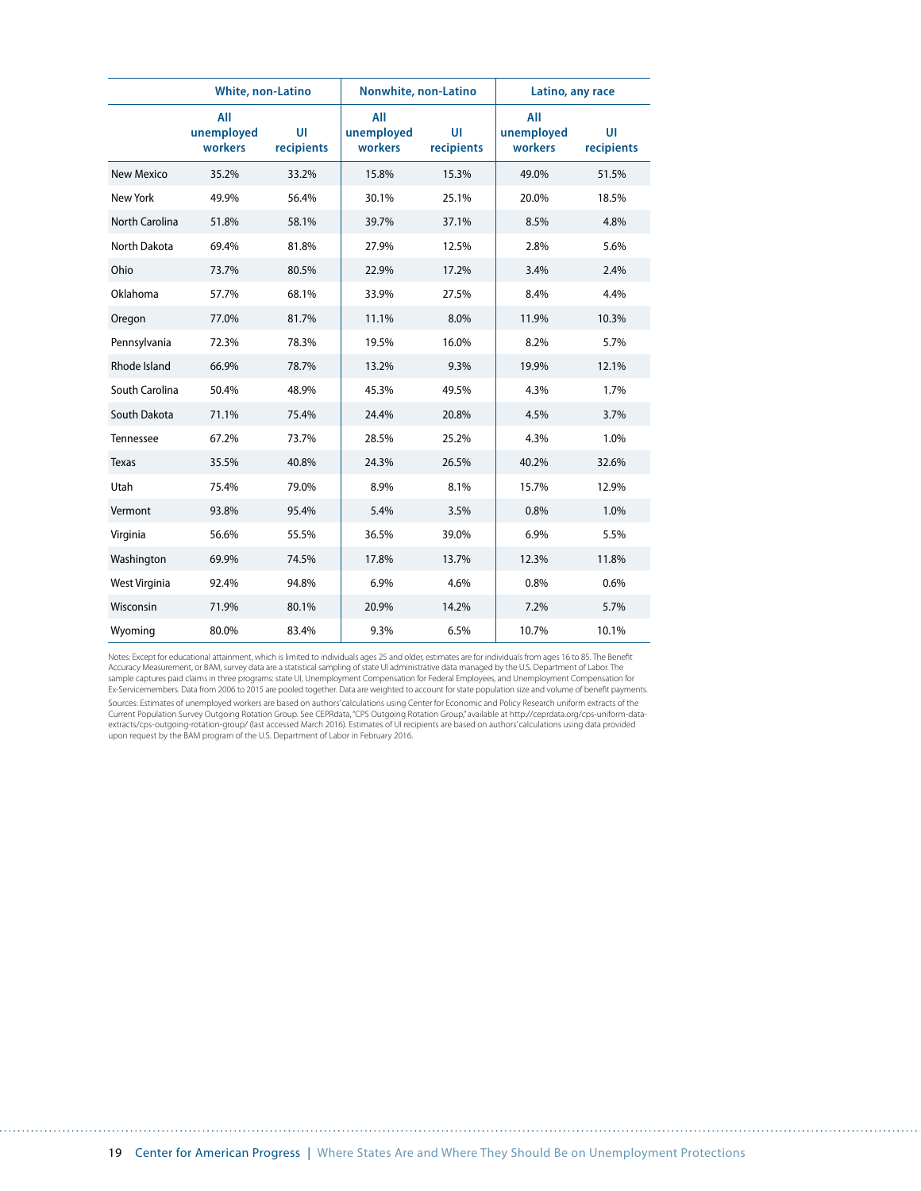| | White, non-Latino | | Nonwhite, non-Latino | | Latino, any race | |
|---|---|---|---|---|---|---|
| | All unemployed workers | UI recipients | All unemployed workers | UI recipients | All unemployed workers | UI recipients |
| New Mexico | 35.2% | 33.2% | 15.8% | 15.3% | 49.0% | 51.5% |
| New York | 49.9% | 56.4% | 30.1% | 25.1% | 20.0% | 18.5% |
| North Carolina | 51.8% | 58.1% | 39.7% | 37.1% | 8.5% | 4.8% |
| North Dakota | 69.4% | 81.8% | 27.9% | 12.5% | 2.8% | 5.6% |
| Ohio | 73.7% | 80.5% | 22.9% | 17.2% | 3.4% | 2.4% |
| Oklahoma | 57.7% | 68.1% | 33.9% | 27.5% | 8.4% | 4.4% |
| Oregon | 77.0% | 81.7% | 11.1% | 8.0% | 11.9% | 10.3% |
| Pennsylvania | 72.3% | 78.3% | 19.5% | 16.0% | 8.2% | 5.7% |
| Rhode Island | 66.9% | 78.7% | 13.2% | 9.3% | 19.9% | 12.1% |
| South Carolina | 50.4% | 48.9% | 45.3% | 49.5% | 4.3% | 1.7% |
| South Dakota | 71.1% | 75.4% | 24.4% | 20.8% | 4.5% | 3.7% |
| Tennessee | 67.2% | 73.7% | 28.5% | 25.2% | 4.3% | 1.0% |
| Texas | 35.5% | 40.8% | 24.3% | 26.5% | 40.2% | 32.6% |
| Utah | 75.4% | 79.0% | 8.9% | 8.1% | 15.7% | 12.9% |
| Vermont | 93.8% | 95.4% | 5.4% | 3.5% | 0.8% | 1.0% |
| Virginia | 56.6% | 55.5% | 36.5% | 39.0% | 6.9% | 5.5% |
| Washington | 69.9% | 74.5% | 17.8% | 13.7% | 12.3% | 11.8% |
| West Virginia | 92.4% | 94.8% | 6.9% | 4.6% | 0.8% | 0.6% |
| Wisconsin | 71.9% | 80.1% | 20.9% | 14.2% | 7.2% | 5.7% |
| Wyoming | 80.0% | 83.4% | 9.3% | 6.5% | 10.7% | 10.1% |

Notes: Except for educational attainment, which is limited to individuals ages 25 and older, estimates are for individuals from ages 16 to 85. The Benefit Accuracy Measurement, or BAM, survey data are a statistical sampling of state UI administrative data managed by the U.S. Department of Labor. The sample captures paid claims in three programs: state UI, Unemployment Compensation for Federal Employees, and Unemployment Compensation for Ex-Servicemembers. Data from 2006 to 2015 are pooled together. Data are weighted to account for state population size and volume of benefit payments.

Sources: Estimates of unemployed workers are based on authors' calculations using Center for Economic and Policy Research uniform extracts of the Current Population Survey Outgoing Rotation Group. See CEPRdata, "CPS Outgoing Rotation Group," available at http://ceprdata.org/cps-uniform-data-extracts/cps-outgoing-rotation-group/ (last accessed March 2016). Estimates of UI recipients are based on authors' calculations using data provided upon request by the BAM program of the U.S. Department of Labor in February 2016.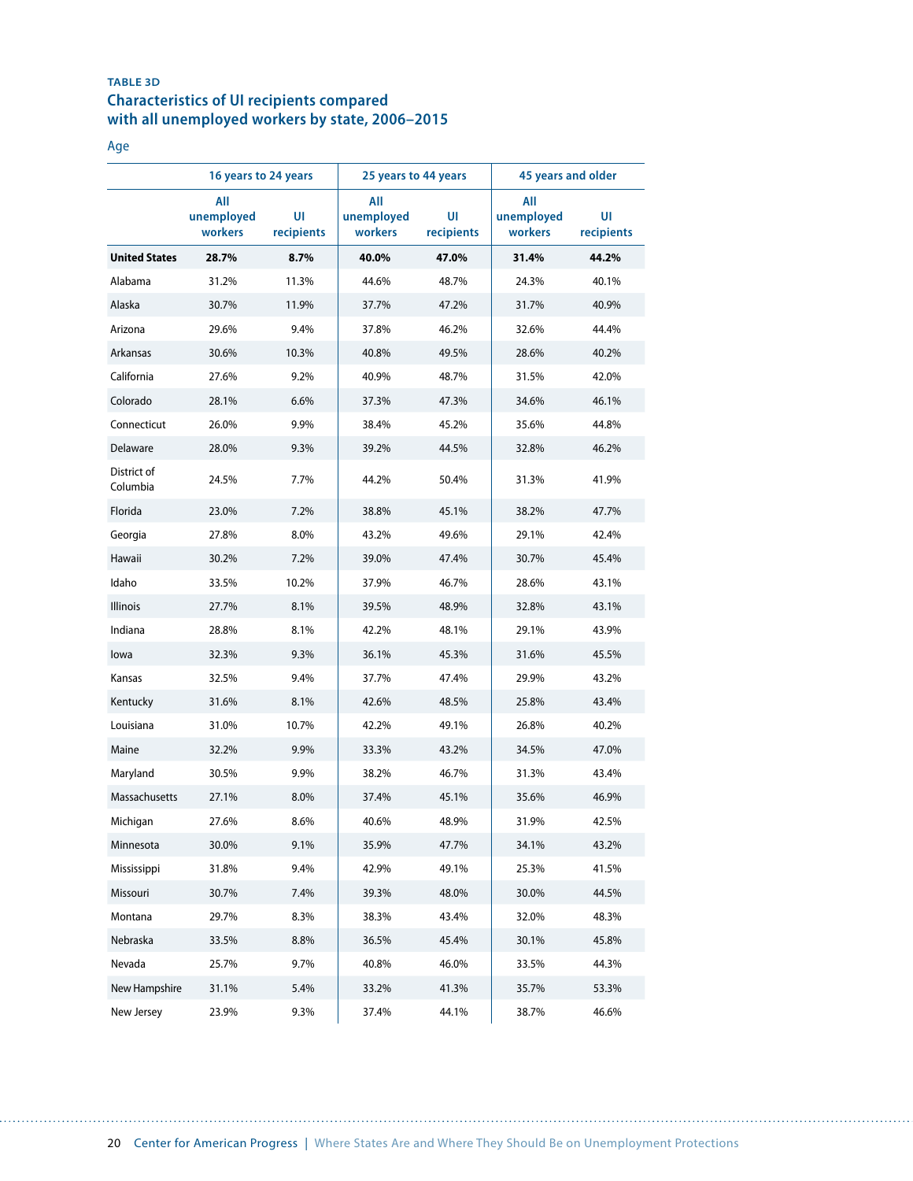**TABLE 3D**

## Characteristics of UI recipients compared with all unemployed workers by state, 2006–2015

Age

| | 16 years to 24 years | | 25 years to 44 years | | 45 years and older | |
|---|---|---|---|---|---|---|
| | All unemployed workers | UI recipients | All unemployed workers | UI recipients | All unemployed workers | UI recipients |
| **United States** | **28.7%** | **8.7%** | **40.0%** | **47.0%** | **31.4%** | **44.2%** |
| Alabama | 31.2% | 11.3% | 44.6% | 48.7% | 24.3% | 40.1% |
| Alaska | 30.7% | 11.9% | 37.7% | 47.2% | 31.7% | 40.9% |
| Arizona | 29.6% | 9.4% | 37.8% | 46.2% | 32.6% | 44.4% |
| Arkansas | 30.6% | 10.3% | 40.8% | 49.5% | 28.6% | 40.2% |
| California | 27.6% | 9.2% | 40.9% | 48.7% | 31.5% | 42.0% |
| Colorado | 28.1% | 6.6% | 37.3% | 47.3% | 34.6% | 46.1% |
| Connecticut | 26.0% | 9.9% | 38.4% | 45.2% | 35.6% | 44.8% |
| Delaware | 28.0% | 9.3% | 39.2% | 44.5% | 32.8% | 46.2% |
| District of Columbia | 24.5% | 7.7% | 44.2% | 50.4% | 31.3% | 41.9% |
| Florida | 23.0% | 7.2% | 38.8% | 45.1% | 38.2% | 47.7% |
| Georgia | 27.8% | 8.0% | 43.2% | 49.6% | 29.1% | 42.4% |
| Hawaii | 30.2% | 7.2% | 39.0% | 47.4% | 30.7% | 45.4% |
| Idaho | 33.5% | 10.2% | 37.9% | 46.7% | 28.6% | 43.1% |
| Illinois | 27.7% | 8.1% | 39.5% | 48.9% | 32.8% | 43.1% |
| Indiana | 28.8% | 8.1% | 42.2% | 48.1% | 29.1% | 43.9% |
| Iowa | 32.3% | 9.3% | 36.1% | 45.3% | 31.6% | 45.5% |
| Kansas | 32.5% | 9.4% | 37.7% | 47.4% | 29.9% | 43.2% |
| Kentucky | 31.6% | 8.1% | 42.6% | 48.5% | 25.8% | 43.4% |
| Louisiana | 31.0% | 10.7% | 42.2% | 49.1% | 26.8% | 40.2% |
| Maine | 32.2% | 9.9% | 33.3% | 43.2% | 34.5% | 47.0% |
| Maryland | 30.5% | 9.9% | 38.2% | 46.7% | 31.3% | 43.4% |
| Massachusetts | 27.1% | 8.0% | 37.4% | 45.1% | 35.6% | 46.9% |
| Michigan | 27.6% | 8.6% | 40.6% | 48.9% | 31.9% | 42.5% |
| Minnesota | 30.0% | 9.1% | 35.9% | 47.7% | 34.1% | 43.2% |
| Mississippi | 31.8% | 9.4% | 42.9% | 49.1% | 25.3% | 41.5% |
| Missouri | 30.7% | 7.4% | 39.3% | 48.0% | 30.0% | 44.5% |
| Montana | 29.7% | 8.3% | 38.3% | 43.4% | 32.0% | 48.3% |
| Nebraska | 33.5% | 8.8% | 36.5% | 45.4% | 30.1% | 45.8% |
| Nevada | 25.7% | 9.7% | 40.8% | 46.0% | 33.5% | 44.3% |
| New Hampshire | 31.1% | 5.4% | 33.2% | 41.3% | 35.7% | 53.3% |
| New Jersey | 23.9% | 9.3% | 37.4% | 44.1% | 38.7% | 46.6% |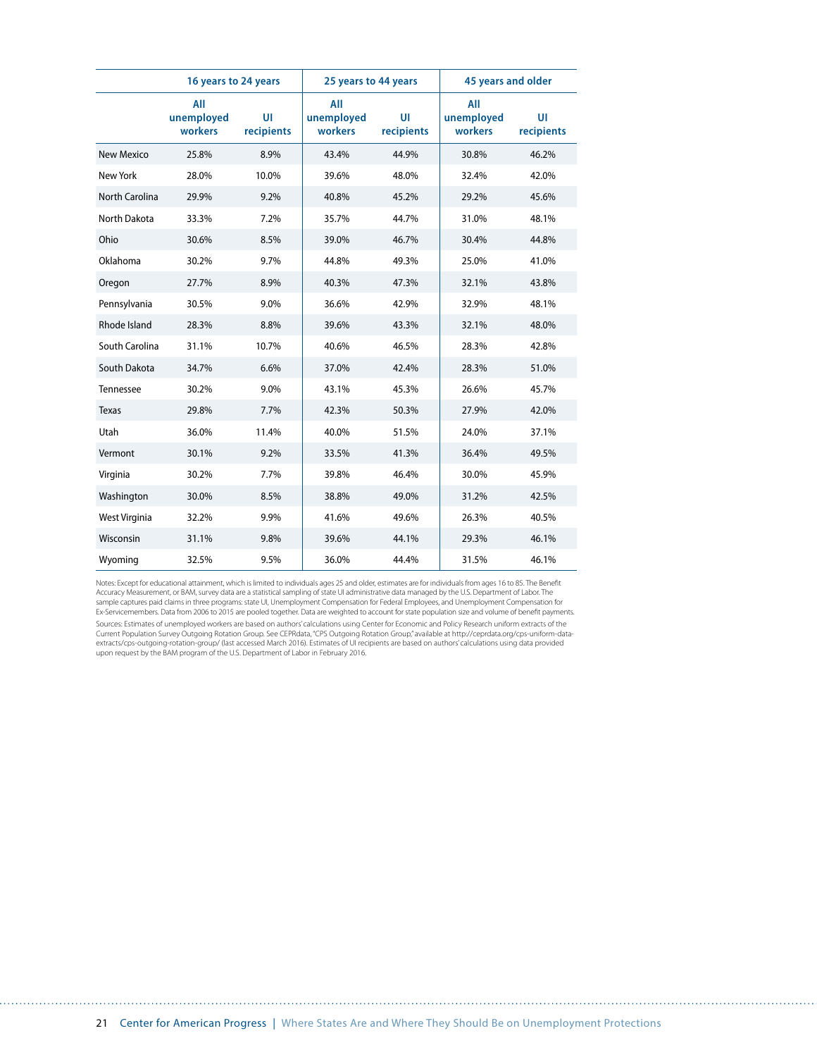| | 16 years to 24 years | | 25 years to 44 years | | 45 years and older | |
|---|---|---|---|---|---|---|
| | All unemployed workers | UI recipients | All unemployed workers | UI recipients | All unemployed workers | UI recipients |
| New Mexico | 25.8% | 8.9% | 43.4% | 44.9% | 30.8% | 46.2% |
| New York | 28.0% | 10.0% | 39.6% | 48.0% | 32.4% | 42.0% |
| North Carolina | 29.9% | 9.2% | 40.8% | 45.2% | 29.2% | 45.6% |
| North Dakota | 33.3% | 7.2% | 35.7% | 44.7% | 31.0% | 48.1% |
| Ohio | 30.6% | 8.5% | 39.0% | 46.7% | 30.4% | 44.8% |
| Oklahoma | 30.2% | 9.7% | 44.8% | 49.3% | 25.0% | 41.0% |
| Oregon | 27.7% | 8.9% | 40.3% | 47.3% | 32.1% | 43.8% |
| Pennsylvania | 30.5% | 9.0% | 36.6% | 42.9% | 32.9% | 48.1% |
| Rhode Island | 28.3% | 8.8% | 39.6% | 43.3% | 32.1% | 48.0% |
| South Carolina | 31.1% | 10.7% | 40.6% | 46.5% | 28.3% | 42.8% |
| South Dakota | 34.7% | 6.6% | 37.0% | 42.4% | 28.3% | 51.0% |
| Tennessee | 30.2% | 9.0% | 43.1% | 45.3% | 26.6% | 45.7% |
| Texas | 29.8% | 7.7% | 42.3% | 50.3% | 27.9% | 42.0% |
| Utah | 36.0% | 11.4% | 40.0% | 51.5% | 24.0% | 37.1% |
| Vermont | 30.1% | 9.2% | 33.5% | 41.3% | 36.4% | 49.5% |
| Virginia | 30.2% | 7.7% | 39.8% | 46.4% | 30.0% | 45.9% |
| Washington | 30.0% | 8.5% | 38.8% | 49.0% | 31.2% | 42.5% |
| West Virginia | 32.2% | 9.9% | 41.6% | 49.6% | 26.3% | 40.5% |
| Wisconsin | 31.1% | 9.8% | 39.6% | 44.1% | 29.3% | 46.1% |
| Wyoming | 32.5% | 9.5% | 36.0% | 44.4% | 31.5% | 46.1% |

Notes: Except for educational attainment, which is limited to individuals ages 25 and older, estimates are for individuals from ages 16 to 85. The Benefit Accuracy Measurement, or BAM, survey data are a statistical sampling of state UI administrative data managed by the U.S. Department of Labor. The sample captures paid claims in three programs: state UI, Unemployment Compensation for Federal Employees, and Unemployment Compensation for Ex-Servicemembers. Data from 2006 to 2015 are pooled together. Data are weighted to account for state population size and volume of benefit payments.

Sources: Estimates of unemployed workers are based on authors' calculations using Center for Economic and Policy Research uniform extracts of the Current Population Survey Outgoing Rotation Group. See CEPRdata, "CPS Outgoing Rotation Group," available at http://ceprdata.org/cps-uniform-data-extracts/cps-outgoing-rotation-group/ (last accessed March 2016). Estimates of UI recipients are based on authors' calculations using data provided upon request by the BAM program of the U.S. Department of Labor in February 2016.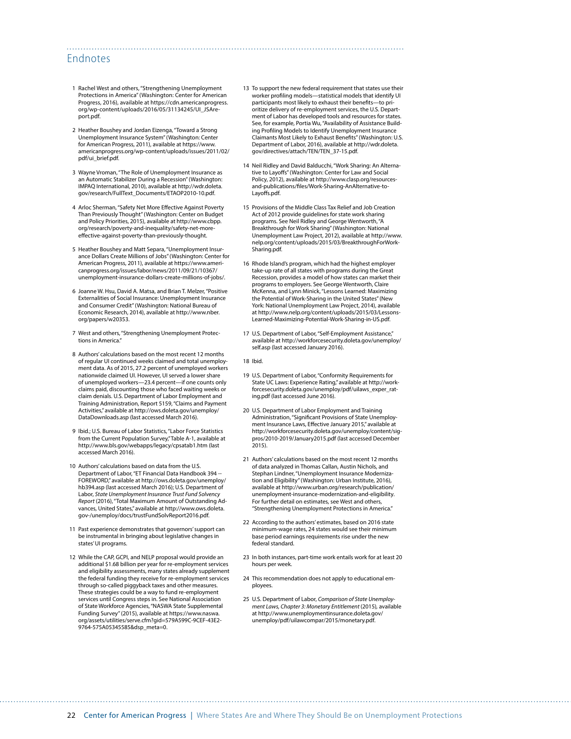## Endnotes

1. Rachel West and others, "Strengthening Unemployment Protections in America" (Washington: Center for American Progress, 2016), available at https://cdn.americanprogress.org/wp-content/uploads/2016/05/31134245/UI_JSAreport.pdf.

2. Heather Boushey and Jordan Eizenga, "Toward a Strong Unemployment Insurance System" (Washington: Center for American Progress, 2011), available at https://www.americanprogress.org/wp-content/uploads/issues/2011/02/pdf/ui_brief.pdf.

3. Wayne Vroman, "The Role of Unemployment Insurance as an Automatic Stabilizer During a Recession" (Washington: IMPAQ International, 2010), available at http://wdr.doleta.gov/research/FullText_Documents/ETAOP2010-10.pdf.

4. Arloc Sherman, "Safety Net More Effective Against Poverty Than Previously Thought" (Washington: Center on Budget and Policy Priorities, 2015), available at http://www.cbpp.org/research/poverty-and-inequality/safety-net-more-effective-against-poverty-than-previously-thought.

5. Heather Boushey and Matt Separa, "Unemployment Insurance Dollars Create Millions of Jobs" (Washington: Center for American Progress, 2011), available at https://www.americanprogress.org/issues/labor/news/2011/09/21/10367/unemployment-insurance-dollars-create-millions-of-jobs/.

6. Joanne W. Hsu, David A. Matsa, and Brian T. Melzer, "Positive Externalities of Social Insurance: Unemployment Insurance and Consumer Credit" (Washington: National Bureau of Economic Research, 2014), available at http://www.nber.org/papers/w20353.

7. West and others, "Strengthening Unemployment Protections in America."

8. Authors' calculations based on the most recent 12 months of regular UI continued weeks claimed and total unemployment data. As of 2015, 27.2 percent of unemployed workers nationwide claimed UI. However, UI served a lower share of unemployed workers—23.4 percent—if one counts only claims paid, discounting those who faced waiting weeks or claim denials. U.S. Department of Labor Employment and Training Administration, Report 5159, "Claims and Payment Activities," available at http://ows.doleta.gov/unemploy/DataDownloads.asp (last accessed March 2016).

9. Ibid.; U.S. Bureau of Labor Statistics, "Labor Force Statistics from the Current Population Survey," Table A-1, available at http://www.bls.gov/webapps/legacy/cpsatab1.htm (last accessed March 2016).

10. Authors' calculations based on data from the U.S. Department of Labor, "ET Financial Data Handbook 394 -- FOREWORD," available at http://ows.doleta.gov/unemploy/hb394.asp (last accessed March 2016); U.S. Department of Labor, *State Unemployment Insurance Trust Fund Solvency Report* (2016), "Total Maximum Amount of Outstanding Advances, United States," available at http://www.ows.doleta.gov-/unemploy/docs/trustFundSolvReport2016.pdf.

11. Past experience demonstrates that governors' support can be instrumental in bringing about legislative changes in states' UI programs.

12. While the CAP, GCPI, and NELP proposal would provide an additional $1.68 billion per year for re-employment services and eligibility assessments, many states already supplement the federal funding they receive for re-employment services through so-called piggyback taxes and other measures. These strategies could be a way to fund re-employment services until Congress steps in. See National Association of State Workforce Agencies, "NASWA State Supplemental Funding Survey" (2015), available at https://www.naswa.org/assets/utilities/serve.cfm?gid=579A599C-9CEF-43E2-9764-575A05345585&dsp_meta=0.

13. To support the new federal requirement that states use their worker profiling models—statistical models that identify UI participants most likely to exhaust their benefits—to prioritize delivery of re-employment services, the U.S. Department of Labor has developed tools and resources for states. See, for example, Portia Wu, "Availability of Assistance Building Profiling Models to Identify Unemployment Insurance Claimants Most Likely to Exhaust Benefits" (Washington: U.S. Department of Labor, 2016), available at http://wdr.doleta.gov/directives/attach/TEN/TEN_37-15.pdf.

14. Neil Ridley and David Balducchi, "Work Sharing: An Alternative to Layoffs" (Washington: Center for Law and Social Policy, 2012), available at http://www.clasp.org/resources-and-publications/files/Work-Sharing-AnAlternative-to-Layoffs.pdf.

15. Provisions of the Middle Class Tax Relief and Job Creation Act of 2012 provide guidelines for state work sharing programs. See Neil Ridley and George Wentworth, "A Breakthrough for Work Sharing" (Washington: National Unemployment Law Project, 2012), available at http://www.nelp.org/content/uploads/2015/03/BreakthroughForWorkSharing.pdf.

16. Rhode Island's program, which had the highest employer take-up rate of all states with programs during the Great Recession, provides a model of how states can market their programs to employers. See George Wentworth, Claire McKenna, and Lynn Minick, "Lessons Learned: Maximizing the Potential of Work-Sharing in the United States" (New York: National Unemployment Law Project, 2014), available at http://www.nelp.org/content/uploads/2015/03/Lessons-Learned-Maximizing-Potential-Work-Sharing-in-US.pdf.

17. U.S. Department of Labor, "Self-Employment Assistance," available at http://workforcesecurity.doleta.gov/unemploy/self.asp (last accessed January 2016).

18. Ibid.

19. U.S. Department of Labor, "Conformity Requirements for State UC Laws: Experience Rating," available at http://workforcesecurity.doleta.gov/unemploy/pdf/uilaws_exper_rating.pdf (last accessed June 2016).

20. U.S. Department of Labor Employment and Training Administration, "Significant Provisions of State Unemployment Insurance Laws, Effective January 2015," available at http://workforcesecurity.doleta.gov/unemploy/content/sigpros/2010-2019/January2015.pdf (last accessed December 2015).

21. Authors' calculations based on the most recent 12 months of data analyzed in Thomas Callan, Austin Nichols, and Stephan Lindner, "Unemployment Insurance Modernization and Eligibility" (Washington: Urban Institute, 2016), available at http://www.urban.org/research/publication/unemployment-insurance-modernization-and-eligibility. For further detail on estimates, see West and others, "Strengthening Unemployment Protections in America."

22. According to the authors' estimates, based on 2016 state minimum-wage rates, 24 states would see their minimum base period earnings requirements rise under the new federal standard.

23. In both instances, part-time work entails work for at least 20 hours per week.

24. This recommendation does not apply to educational employees.

25. U.S. Department of Labor, *Comparison of State Unemployment Laws, Chapter 3: Monetary Entitlement* (2015), available at http://www.unemploymentinsurance.doleta.gov/unemploy/pdf/uilawcompar/2015/monetary.pdf.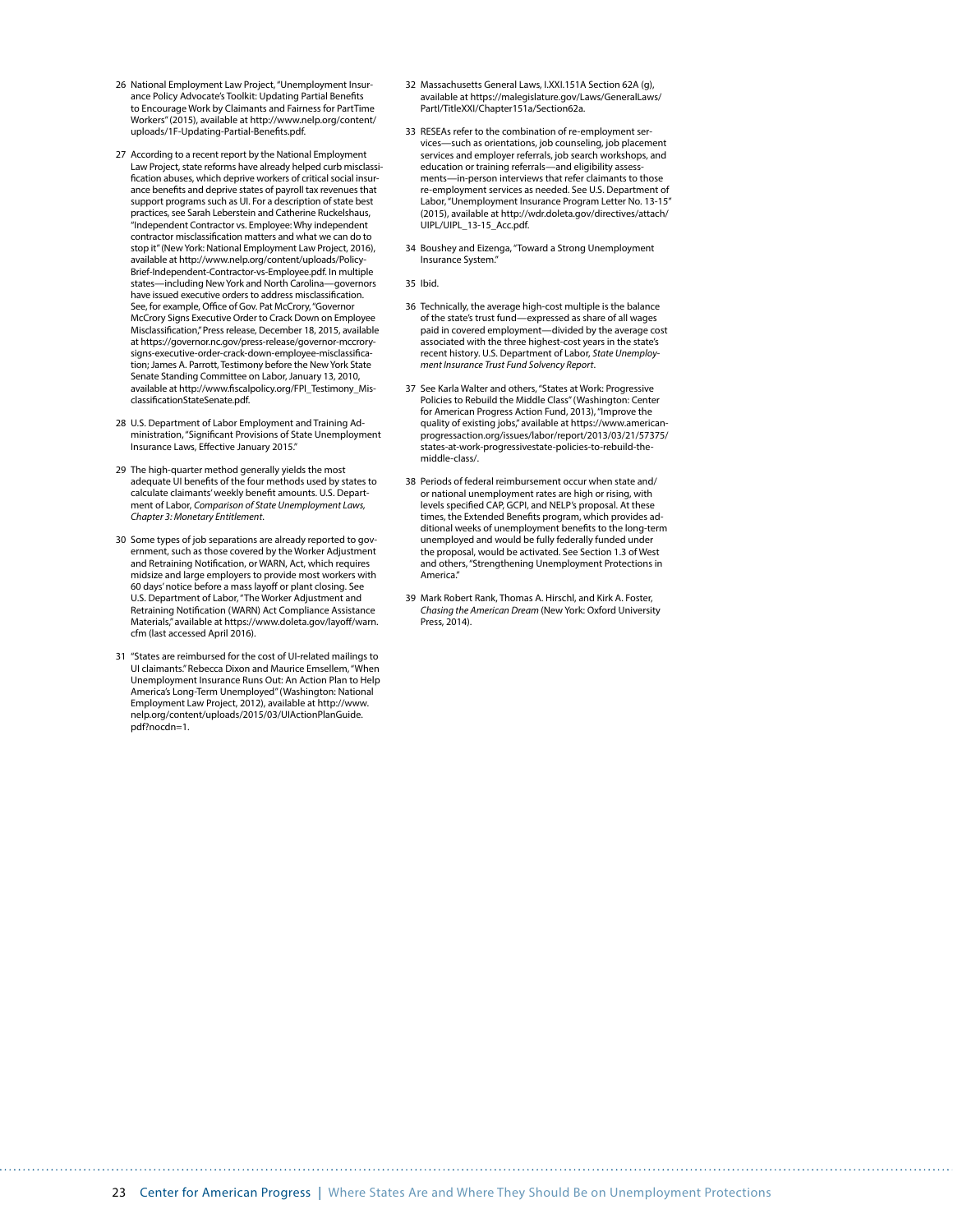26 National Employment Law Project, "Unemployment Insurance Policy Advocate's Toolkit: Updating Partial Benefits to Encourage Work by Claimants and Fairness for PartTime Workers" (2015), available at http://www.nelp.org/content/uploads/1F-Updating-Partial-Benefits.pdf.

27 According to a recent report by the National Employment Law Project, state reforms have already helped curb misclassification abuses, which deprive workers of critical social insurance benefits and deprive states of payroll tax revenues that support programs such as UI. For a description of state best practices, see Sarah Leberstein and Catherine Ruckelshaus, "Independent Contractor vs. Employee: Why independent contractor misclassification matters and what we can do to stop it" (New York: National Employment Law Project, 2016), available at http://www.nelp.org/content/uploads/Policy-Brief-Independent-Contractor-vs-Employee.pdf. In multiple states—including New York and North Carolina—governors have issued executive orders to address misclassification. See, for example, Office of Gov. Pat McCrory, "Governor McCrory Signs Executive Order to Crack Down on Employee Misclassification," Press release, December 18, 2015, available at https://governor.nc.gov/press-release/governor-mccrory-signs-executive-order-crack-down-employee-misclassification; James A. Parrott, Testimony before the New York State Senate Standing Committee on Labor, January 13, 2010, available at http://www.fiscalpolicy.org/FPI_Testimony_MisclassificationStateSenate.pdf.

28 U.S. Department of Labor Employment and Training Administration, "Significant Provisions of State Unemployment Insurance Laws, Effective January 2015."

29 The high-quarter method generally yields the most adequate UI benefits of the four methods used by states to calculate claimants' weekly benefit amounts. U.S. Department of Labor, *Comparison of State Unemployment Laws, Chapter 3: Monetary Entitlement*.

30 Some types of job separations are already reported to government, such as those covered by the Worker Adjustment and Retraining Notification, or WARN, Act, which requires midsize and large employers to provide most workers with 60 days' notice before a mass layoff or plant closing. See U.S. Department of Labor, "The Worker Adjustment and Retraining Notification (WARN) Act Compliance Assistance Materials," available at https://www.doleta.gov/layoff/warn.cfm (last accessed April 2016).

31 "States are reimbursed for the cost of UI-related mailings to UI claimants." Rebecca Dixon and Maurice Emsellem, "When Unemployment Insurance Runs Out: An Action Plan to Help America's Long-Term Unemployed" (Washington: National Employment Law Project, 2012), available at http://www.nelp.org/content/uploads/2015/03/UIActionPlanGuide.pdf?nocdn=1.

32 Massachusetts General Laws, I.XXI.151A Section 62A (g), available at https://malegislature.gov/Laws/GeneralLaws/PartI/TitleXXI/Chapter151a/Section62a.

33 RESEAs refer to the combination of re-employment services—such as orientations, job counseling, job placement services and employer referrals, job search workshops, and education or training referrals—and eligibility assessments—in-person interviews that refer claimants to those re-employment services as needed. See U.S. Department of Labor, "Unemployment Insurance Program Letter No. 13-15" (2015), available at http://wdr.doleta.gov/directives/attach/UIPL/UIPL_13-15_Acc.pdf.

34 Boushey and Eizenga, "Toward a Strong Unemployment Insurance System."

35 Ibid.

36 Technically, the average high-cost multiple is the balance of the state's trust fund—expressed as share of all wages paid in covered employment—divided by the average cost associated with the three highest-cost years in the state's recent history. U.S. Department of Labor, *State Unemployment Insurance Trust Fund Solvency Report*.

37 See Karla Walter and others, "States at Work: Progressive Policies to Rebuild the Middle Class" (Washington: Center for American Progress Action Fund, 2013), "Improve the quality of existing jobs," available at https://www.americanprogressaction.org/issues/labor/report/2013/03/21/57375/states-at-work-progressivestate-policies-to-rebuild-the-middle-class/.

38 Periods of federal reimbursement occur when state and/or national unemployment rates are high or rising, with levels specified CAP, GCPI, and NELP's proposal. At these times, the Extended Benefits program, which provides additional weeks of unemployment benefits to the long-term unemployed and would be fully federally funded under the proposal, would be activated. See Section 1.3 of West and others, "Strengthening Unemployment Protections in America."

39 Mark Robert Rank, Thomas A. Hirschl, and Kirk A. Foster, *Chasing the American Dream* (New York: Oxford University Press, 2014).